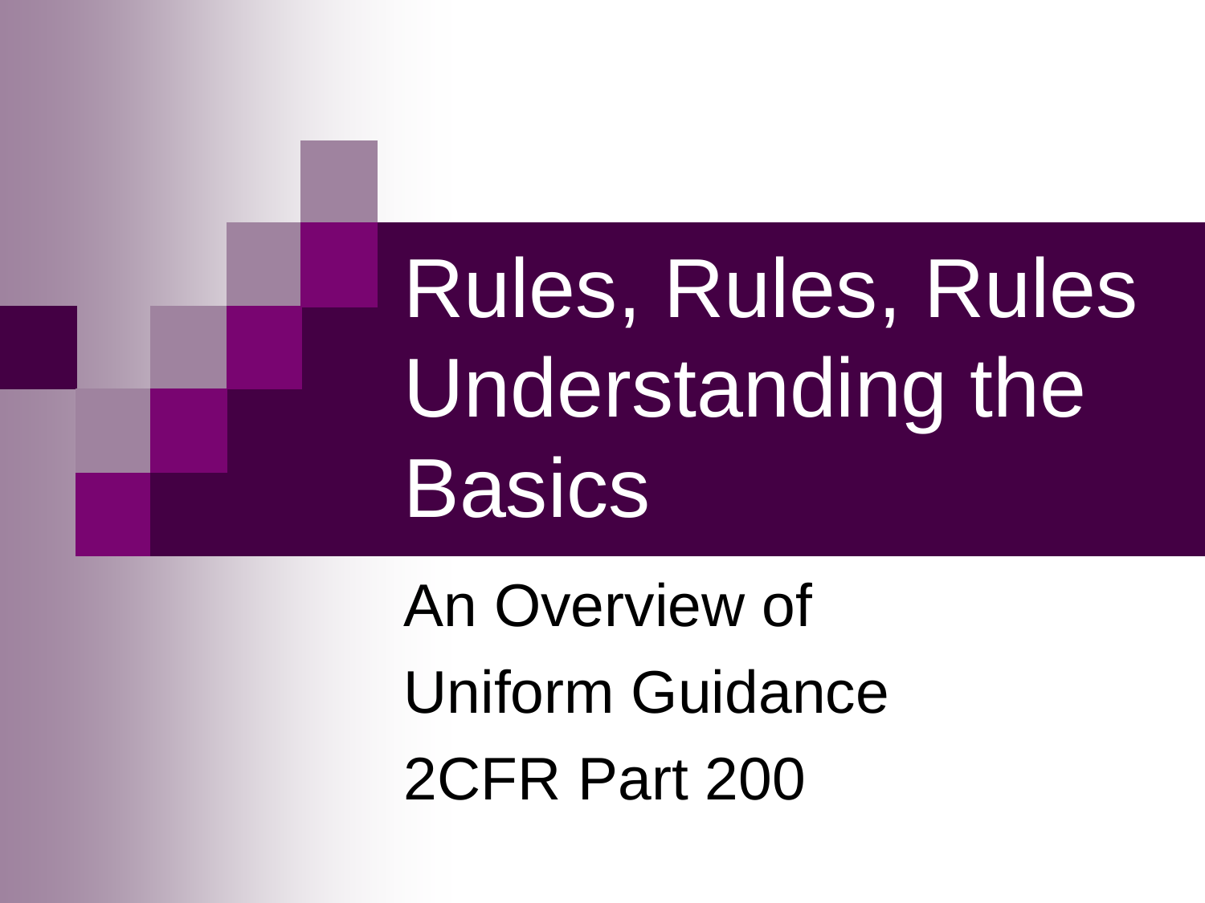# Rules, Rules, Rules Understanding the Basics

An Overview of

Uniform Guidance

2CFR Part 200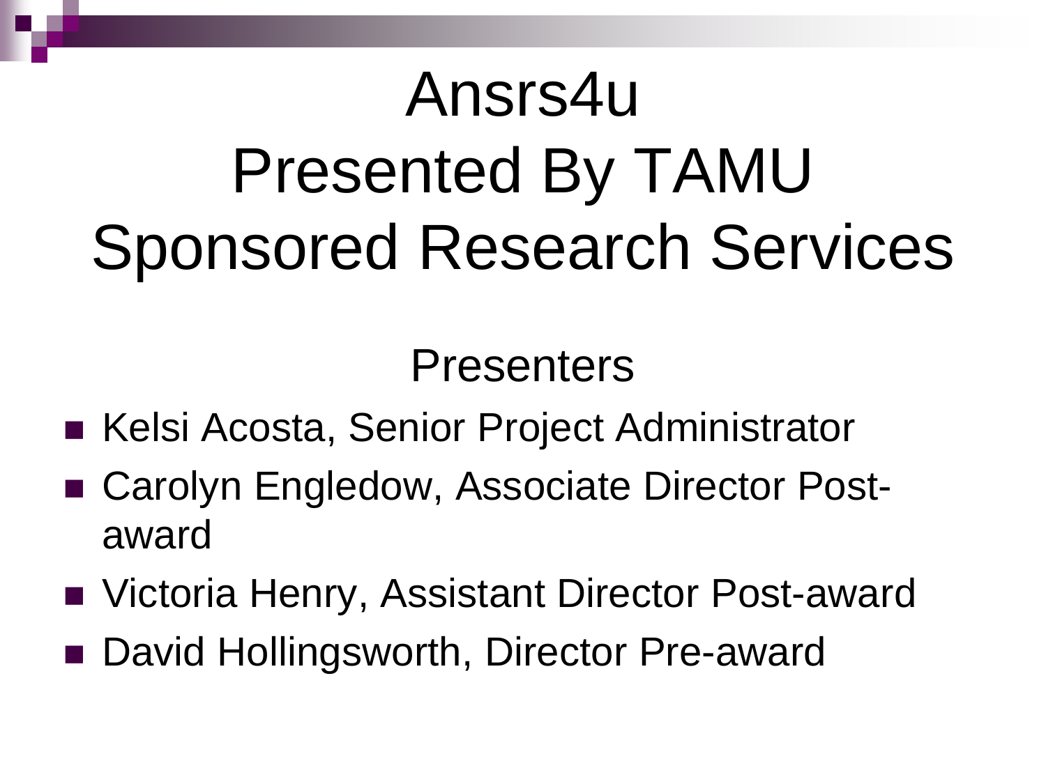# Ansrs4u
# Presented By TAMU
# Sponsored Research Services

## Presenters

- Kelsi Acosta, Senior Project Administrator
- Carolyn Engledow, Associate Director Post-award
- Victoria Henry, Assistant Director Post-award
- David Hollingsworth, Director Pre-award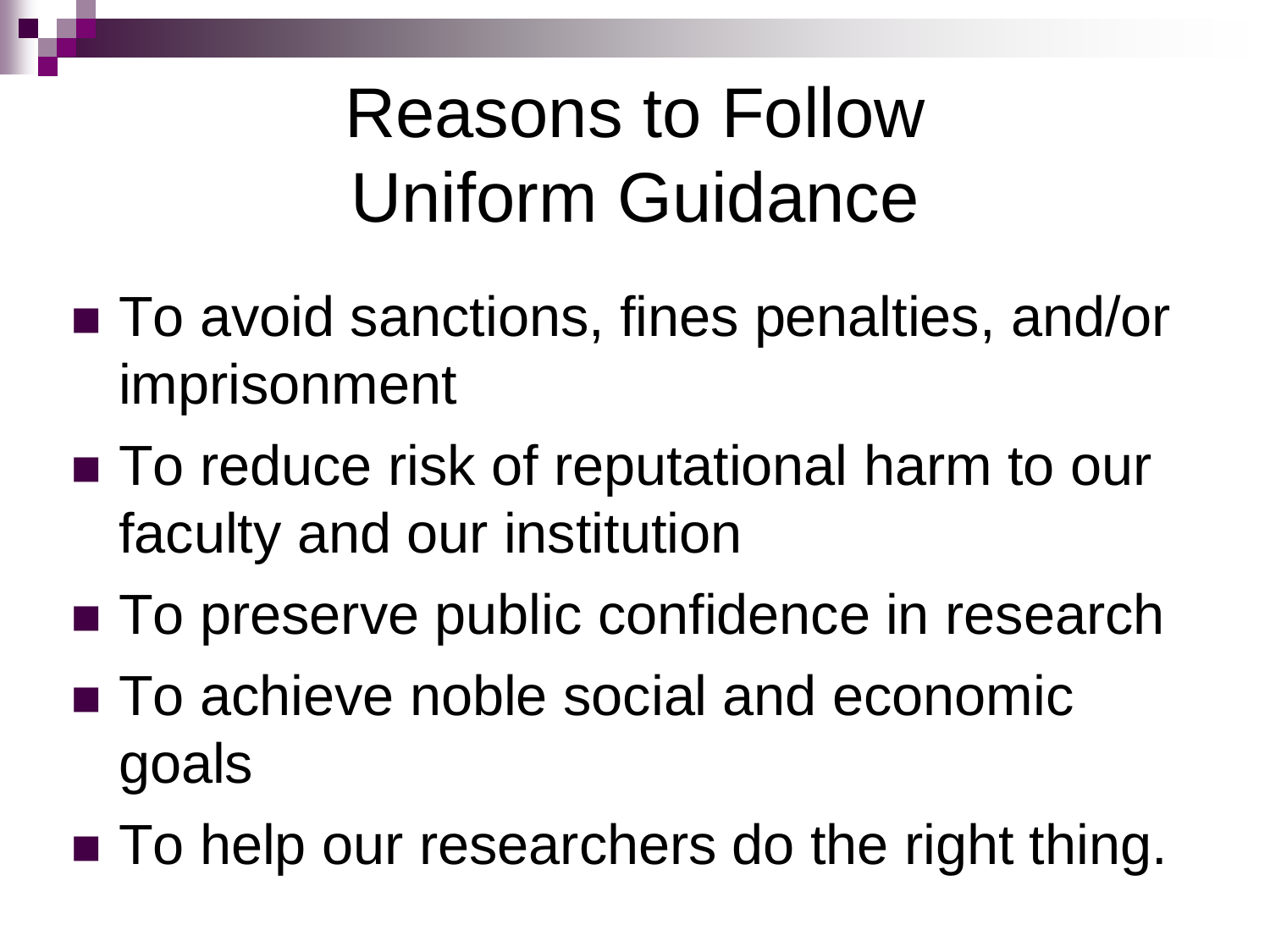# Reasons to Follow Uniform Guidance

- To avoid sanctions, fines penalties, and/or imprisonment
- To reduce risk of reputational harm to our faculty and our institution
- To preserve public confidence in research
- To achieve noble social and economic goals
- To help our researchers do the right thing.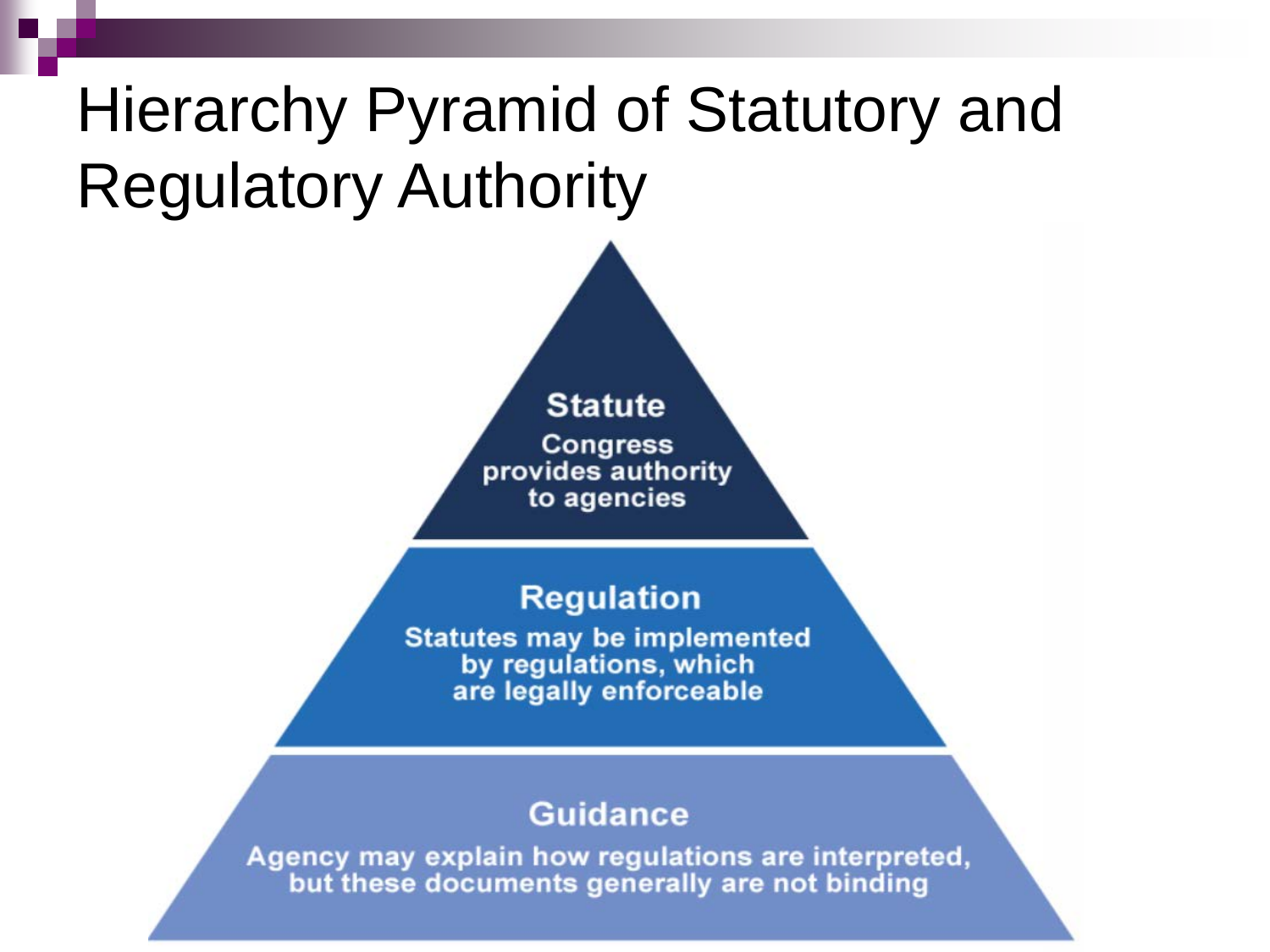# Hierarchy Pyramid of Statutory and Regulatory Authority

**Statute**

**Congress provides authority to agencies**

**Regulation**

**Statutes may be implemented by regulations, which are legally enforceable**

**Guidance**

**Agency may explain how regulations are interpreted, but these documents generally are not binding**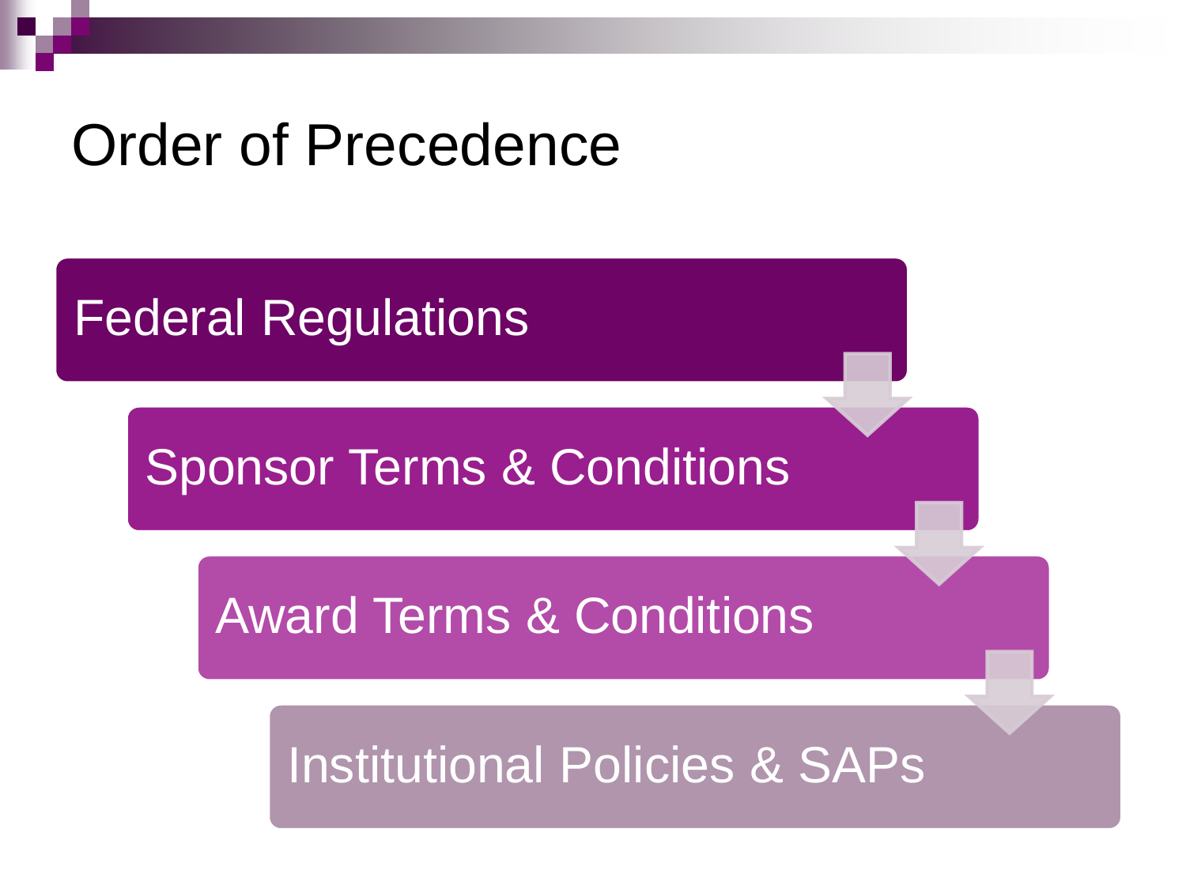# Order of Precedence

- Federal Regulations
- Sponsor Terms & Conditions
- Award Terms & Conditions
- Institutional Policies & SAPs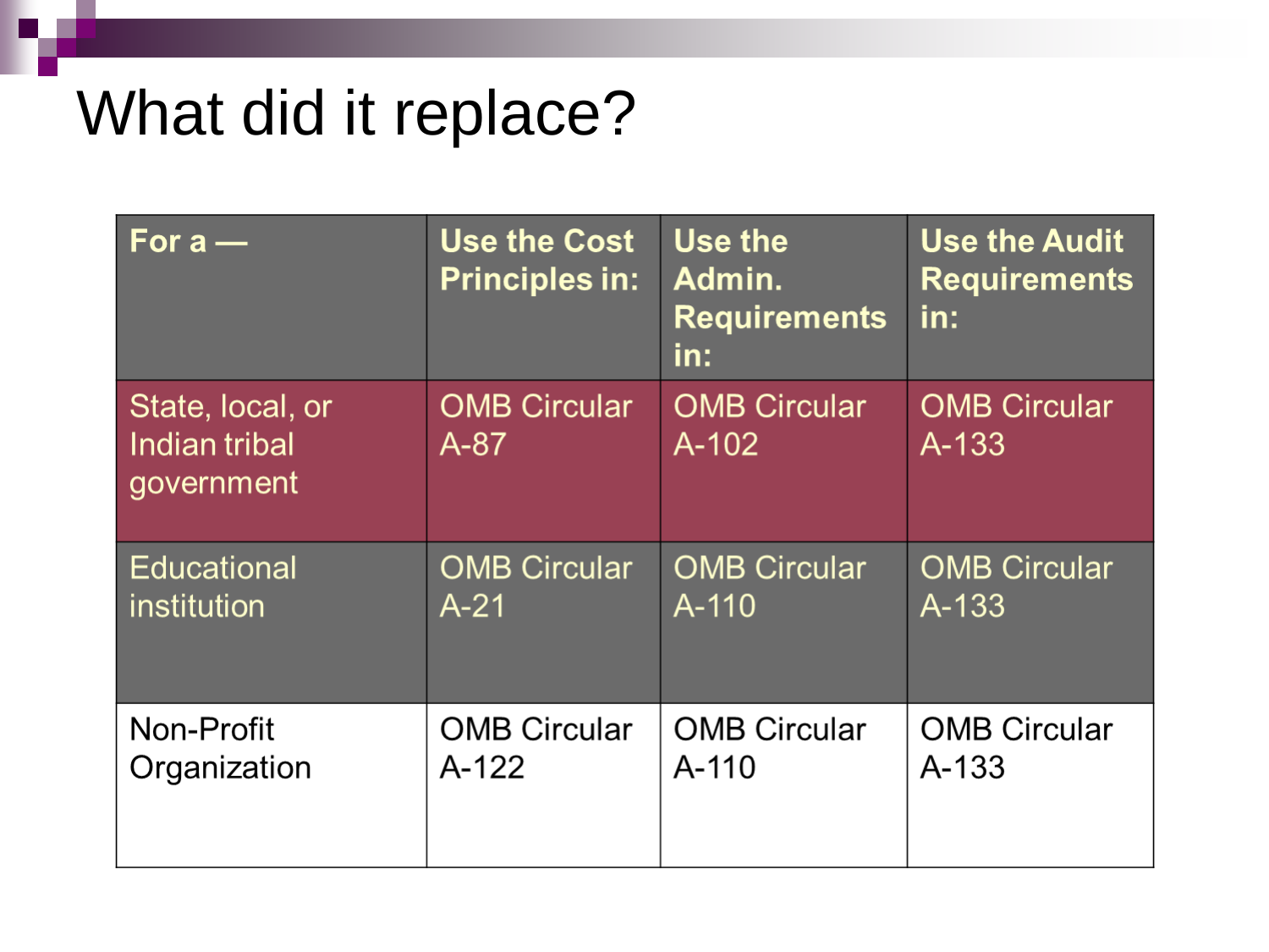# What did it replace?

| For a — | Use the Cost Principles in: | Use the Admin. Requirements in: | Use the Audit Requirements in: |
|---|---|---|---|
| State, local, or Indian tribal government | OMB Circular A-87 | OMB Circular A-102 | OMB Circular A-133 |
| Educational institution | OMB Circular A-21 | OMB Circular A-110 | OMB Circular A-133 |
| Non-Profit Organization | OMB Circular A-122 | OMB Circular A-110 | OMB Circular A-133 |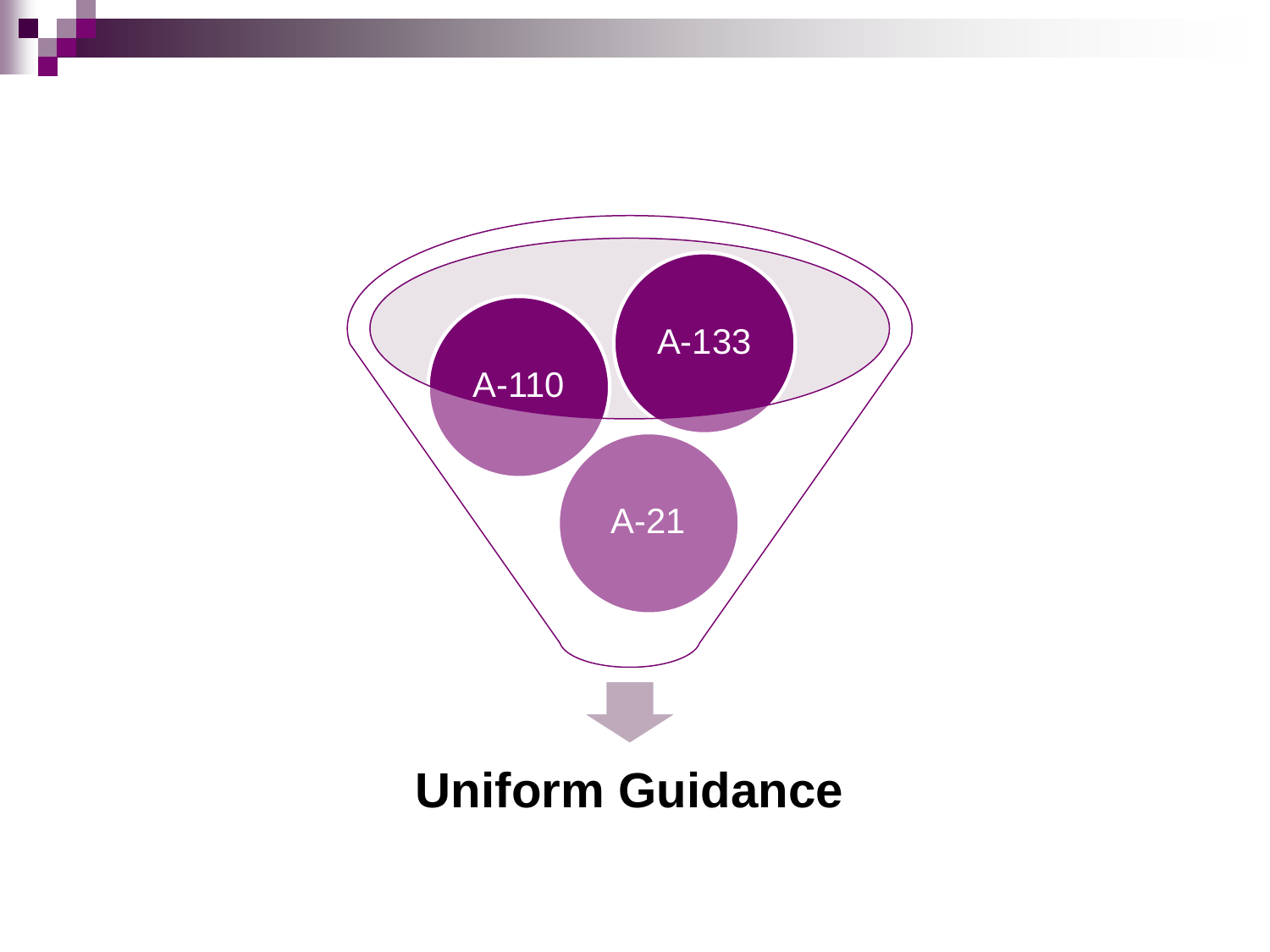A-110

A-133

A-21

**Uniform Guidance**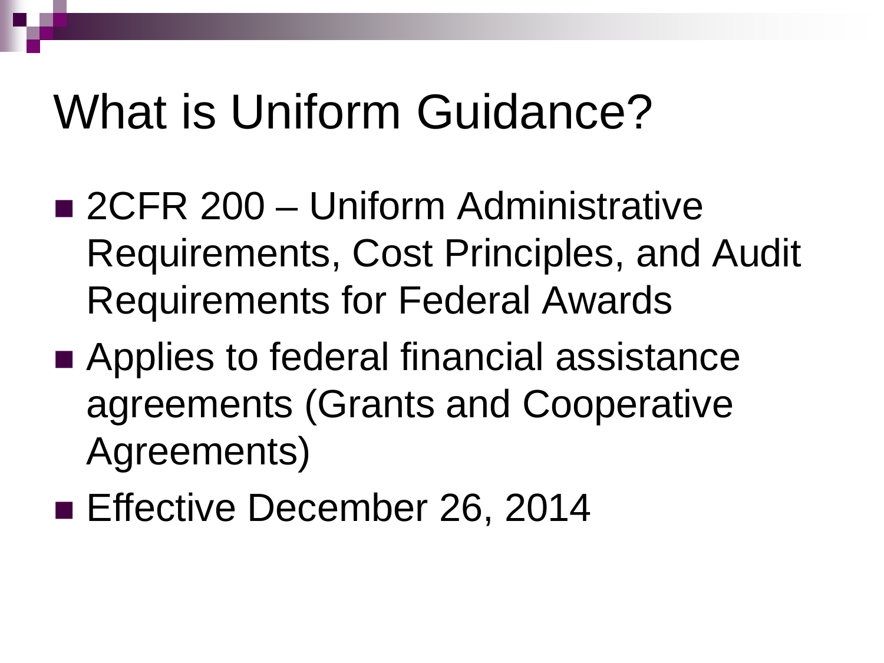# What is Uniform Guidance?

- 2CFR 200 – Uniform Administrative Requirements, Cost Principles, and Audit Requirements for Federal Awards
- Applies to federal financial assistance agreements (Grants and Cooperative Agreements)
- Effective December 26, 2014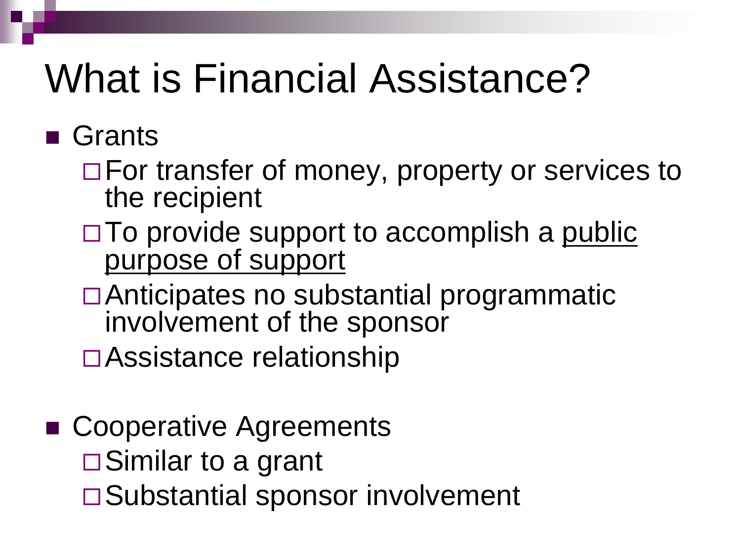# What is Financial Assistance?

- Grants
  - For transfer of money, property or services to the recipient
  - To provide support to accomplish a <u>public purpose of support</u>
  - Anticipates no substantial programmatic involvement of the sponsor
  - Assistance relationship

- Cooperative Agreements
  - Similar to a grant
  - Substantial sponsor involvement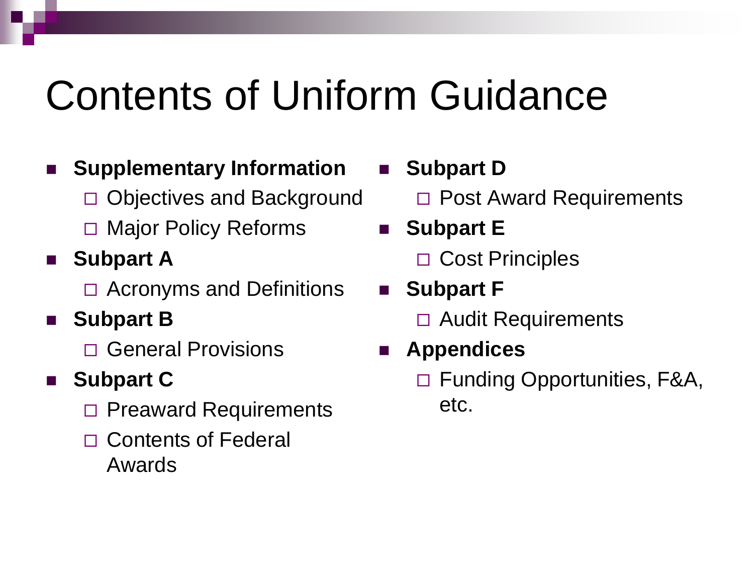# Contents of Uniform Guidance

- **Supplementary Information**
  - Objectives and Background
  - Major Policy Reforms
- **Subpart A**
  - Acronyms and Definitions
- **Subpart B**
  - General Provisions
- **Subpart C**
  - Preaward Requirements
  - Contents of Federal Awards
- **Subpart D**
  - Post Award Requirements
- **Subpart E**
  - Cost Principles
- **Subpart F**
  - Audit Requirements
- **Appendices**
  - Funding Opportunities, F&A, etc.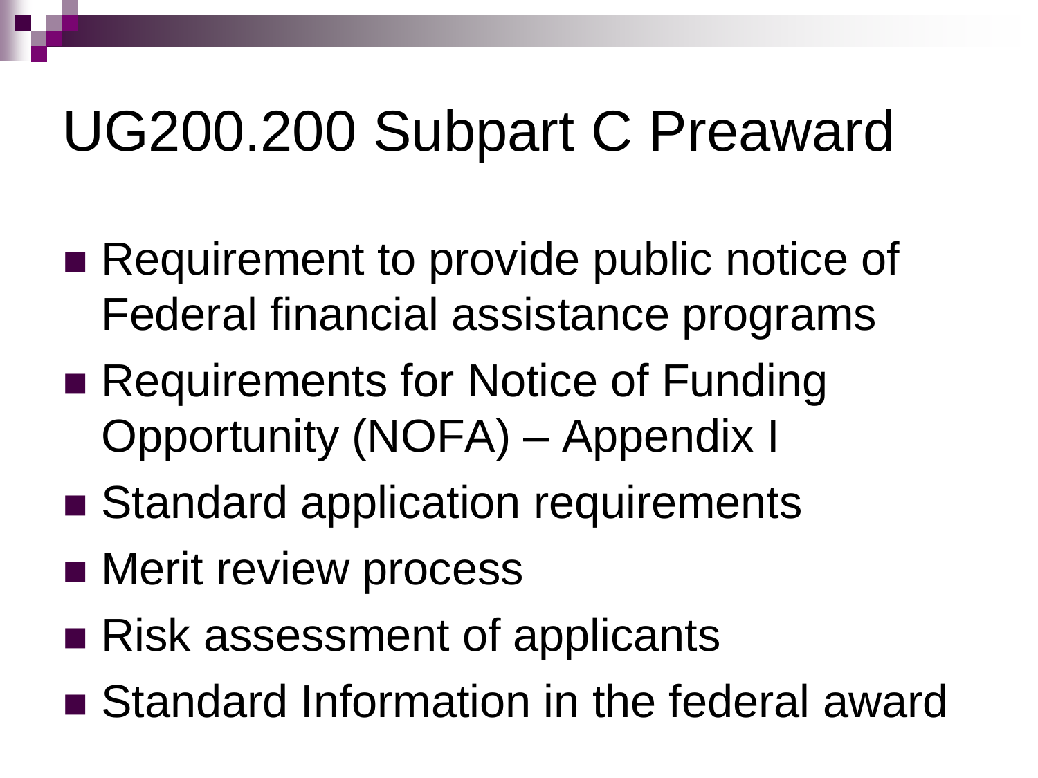# UG200.200 Subpart C Preaward

- Requirement to provide public notice of Federal financial assistance programs
- Requirements for Notice of Funding Opportunity (NOFA) – Appendix I
- Standard application requirements
- Merit review process
- Risk assessment of applicants
- Standard Information in the federal award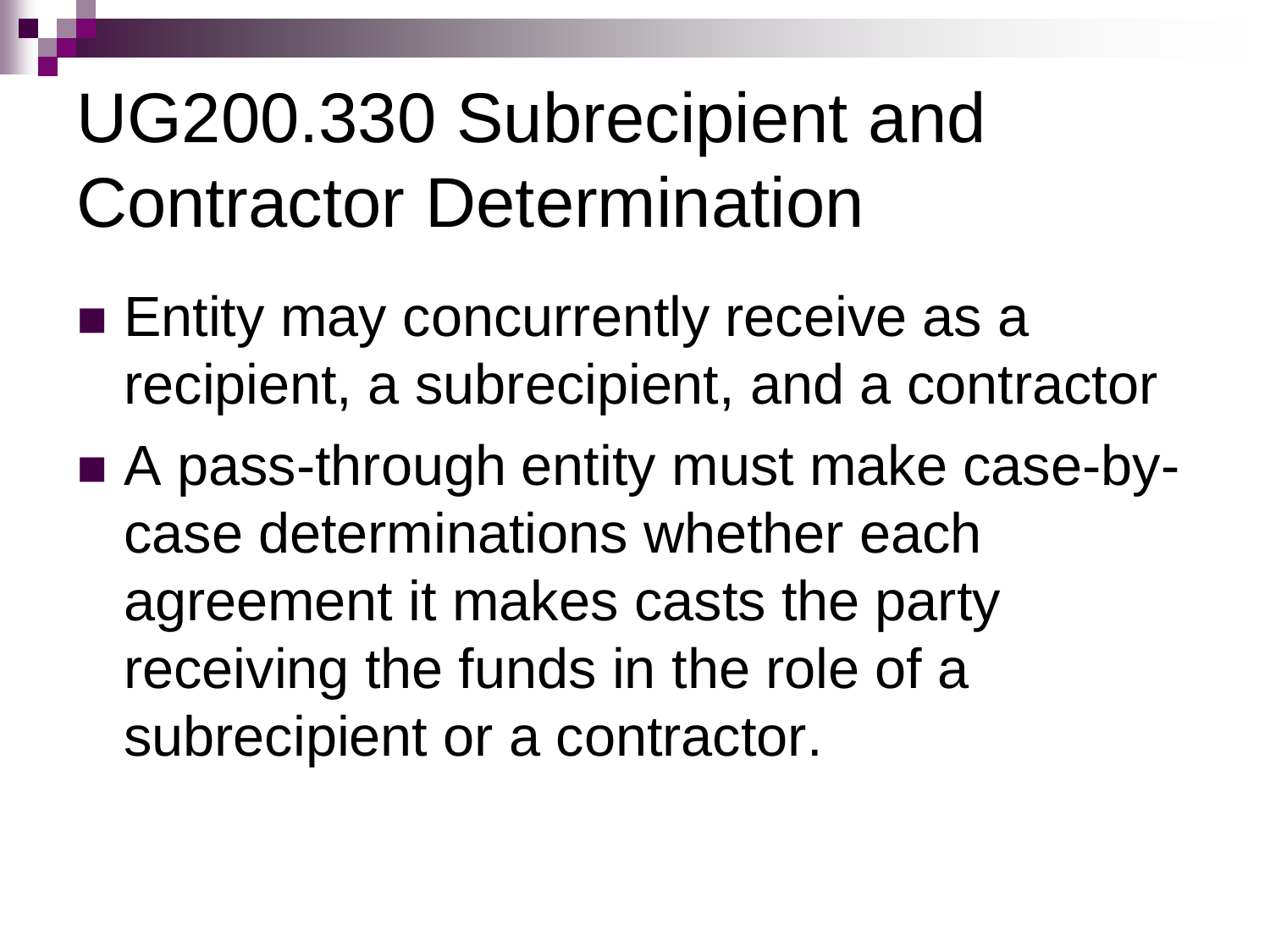# UG200.330 Subrecipient and Contractor Determination

- Entity may concurrently receive as a recipient, a subrecipient, and a contractor
- A pass-through entity must make case-by-case determinations whether each agreement it makes casts the party receiving the funds in the role of a subrecipient or a contractor.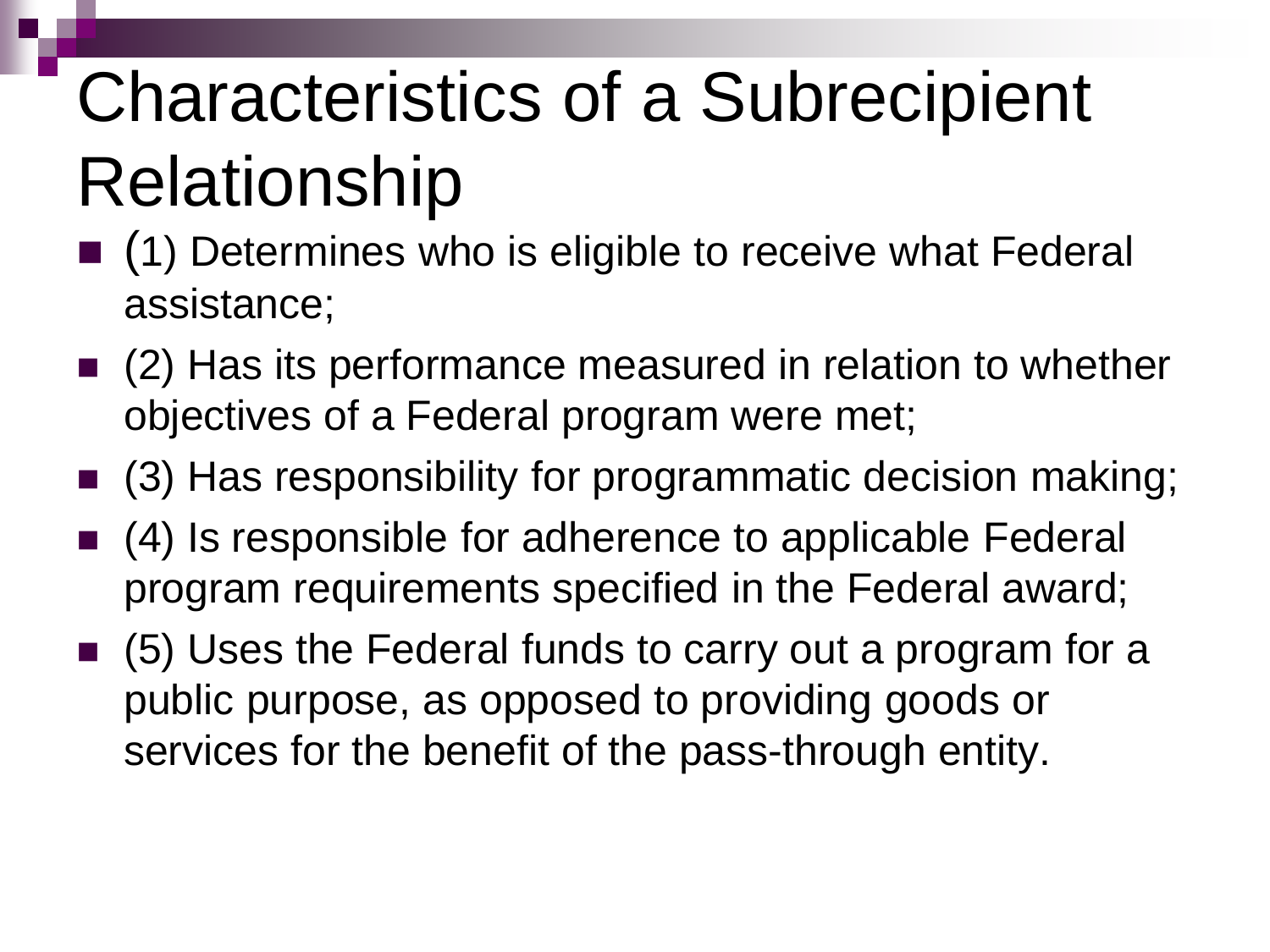# Characteristics of a Subrecipient Relationship

- (1) Determines who is eligible to receive what Federal assistance;
- (2) Has its performance measured in relation to whether objectives of a Federal program were met;
- (3) Has responsibility for programmatic decision making;
- (4) Is responsible for adherence to applicable Federal program requirements specified in the Federal award;
- (5) Uses the Federal funds to carry out a program for a public purpose, as opposed to providing goods or services for the benefit of the pass-through entity.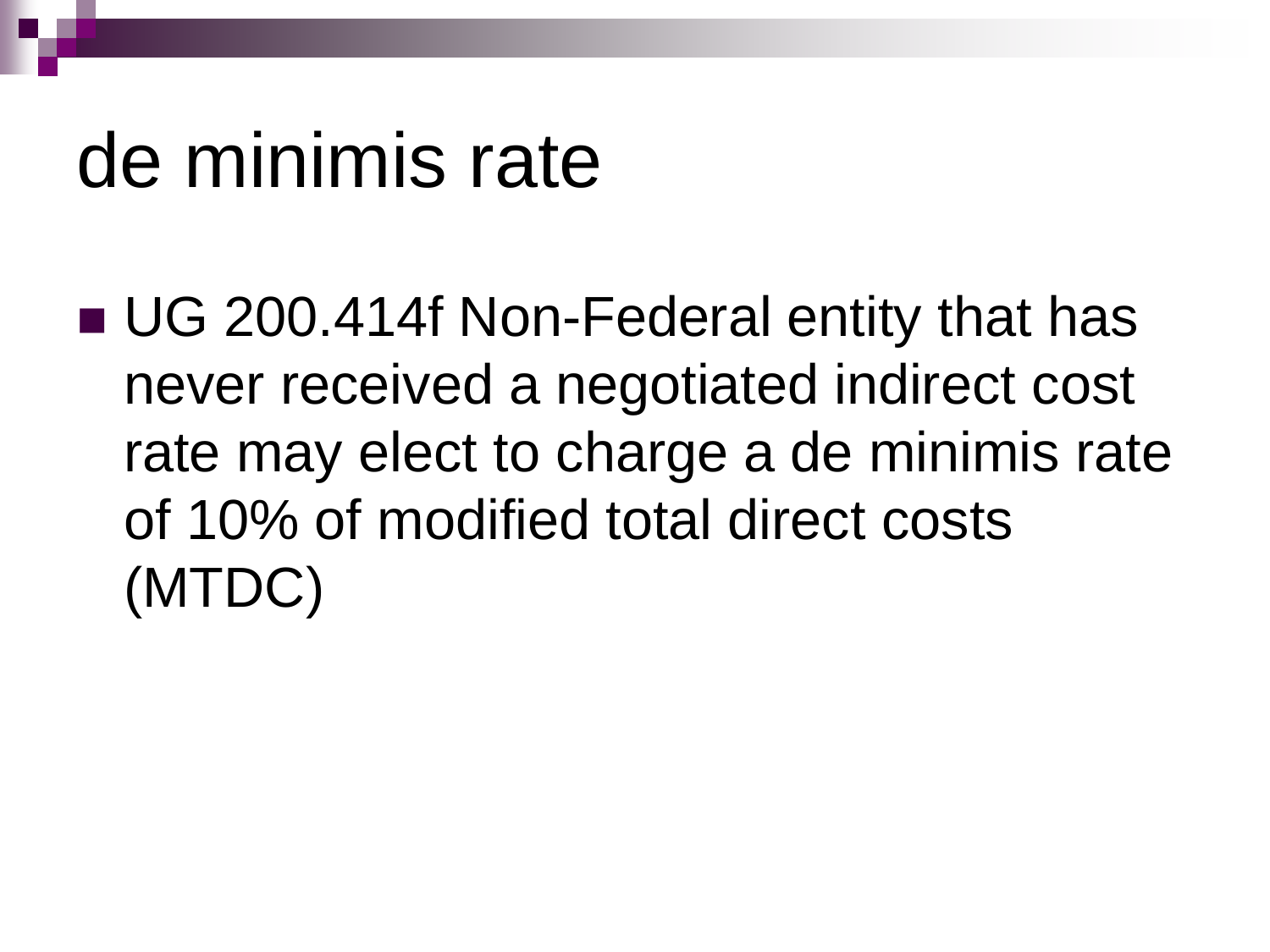# de minimis rate

- UG 200.414f Non-Federal entity that has never received a negotiated indirect cost rate may elect to charge a de minimis rate of 10% of modified total direct costs (MTDC)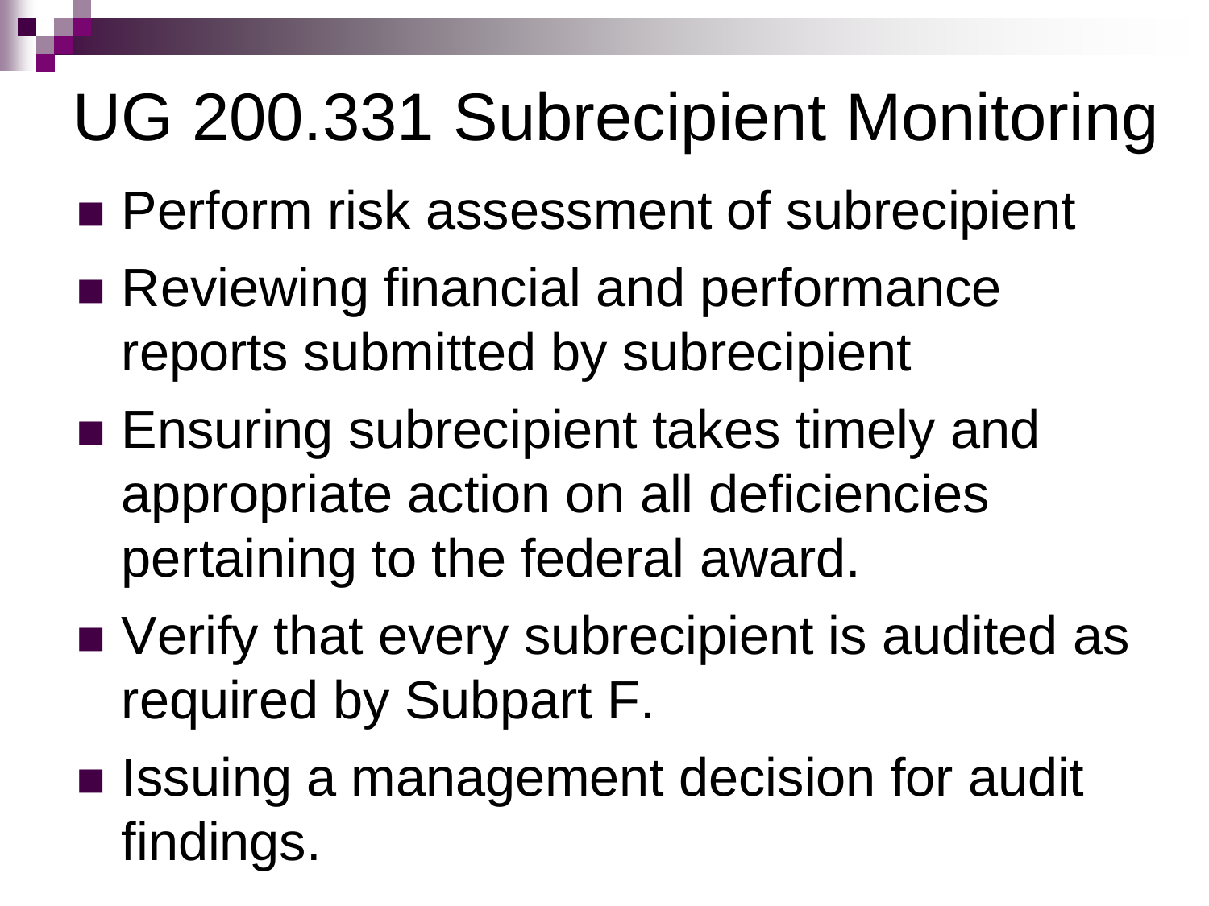# UG 200.331 Subrecipient Monitoring

- Perform risk assessment of subrecipient
- Reviewing financial and performance reports submitted by subrecipient
- Ensuring subrecipient takes timely and appropriate action on all deficiencies pertaining to the federal award.
- Verify that every subrecipient is audited as required by Subpart F.
- Issuing a management decision for audit findings.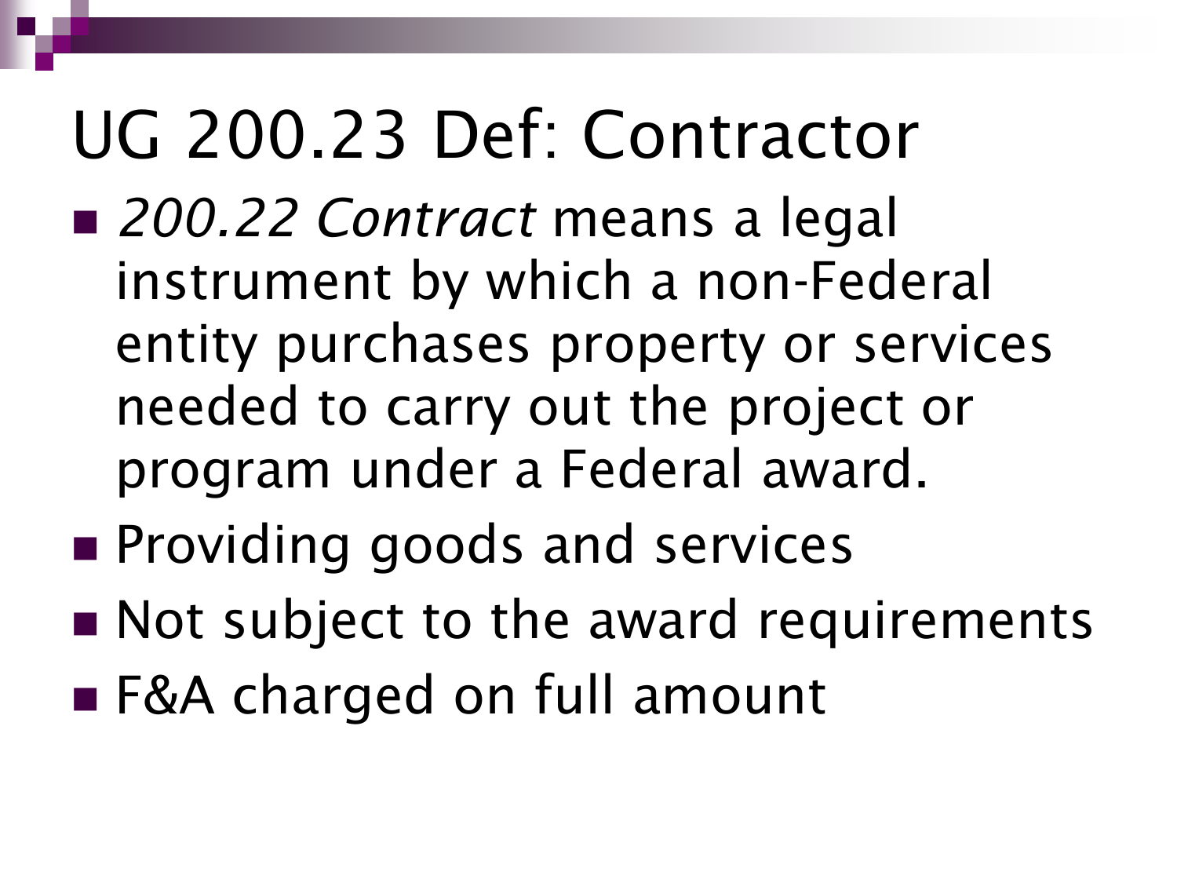# UG 200.23 Def: Contractor

- *200.22 Contract* means a legal instrument by which a non-Federal entity purchases property or services needed to carry out the project or program under a Federal award.
- Providing goods and services
- Not subject to the award requirements
- F&A charged on full amount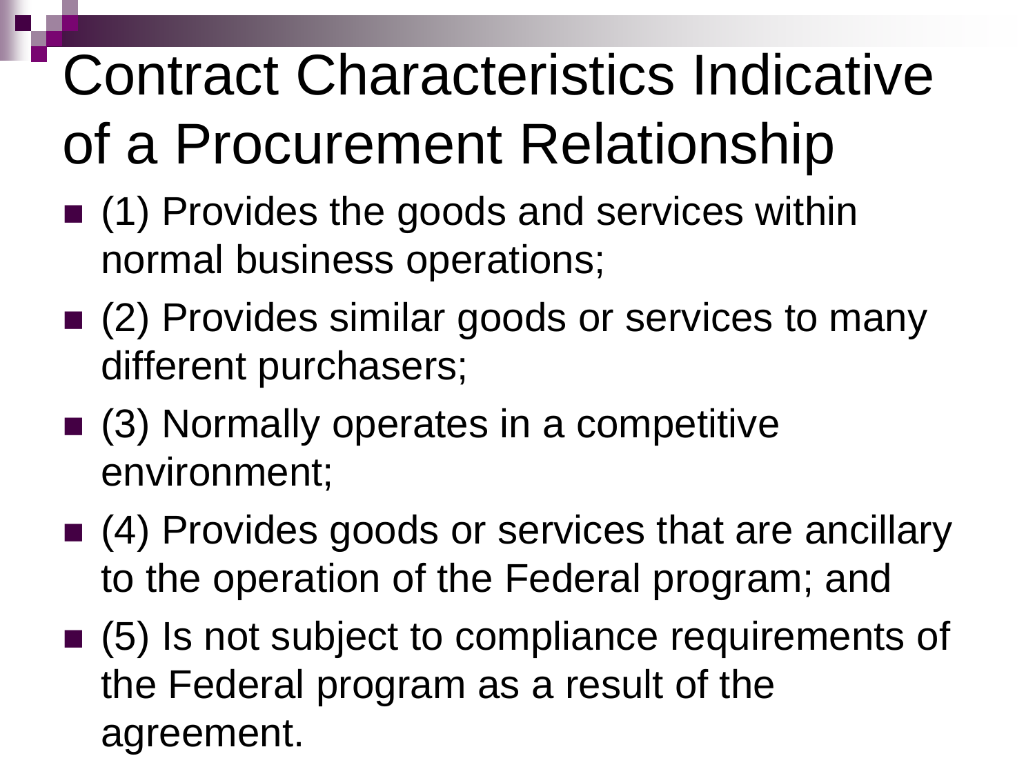# Contract Characteristics Indicative of a Procurement Relationship

- (1) Provides the goods and services within normal business operations;
- (2) Provides similar goods or services to many different purchasers;
- (3) Normally operates in a competitive environment;
- (4) Provides goods or services that are ancillary to the operation of the Federal program; and
- (5) Is not subject to compliance requirements of the Federal program as a result of the agreement.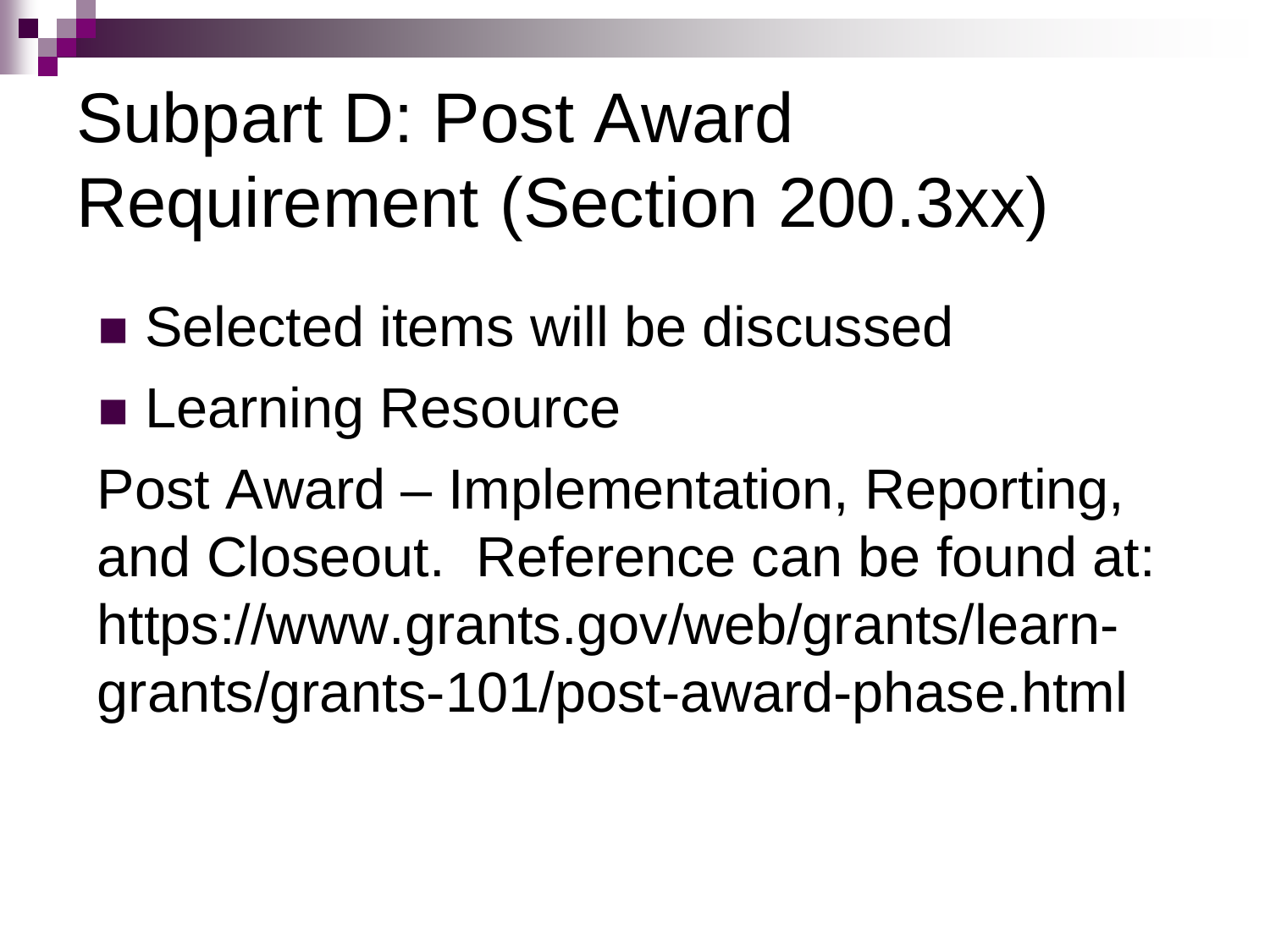# Subpart D: Post Award Requirement (Section 200.3xx)

- Selected items will be discussed
- Learning Resource

Post Award – Implementation, Reporting, and Closeout. Reference can be found at: https://www.grants.gov/web/grants/learn-grants/grants-101/post-award-phase.html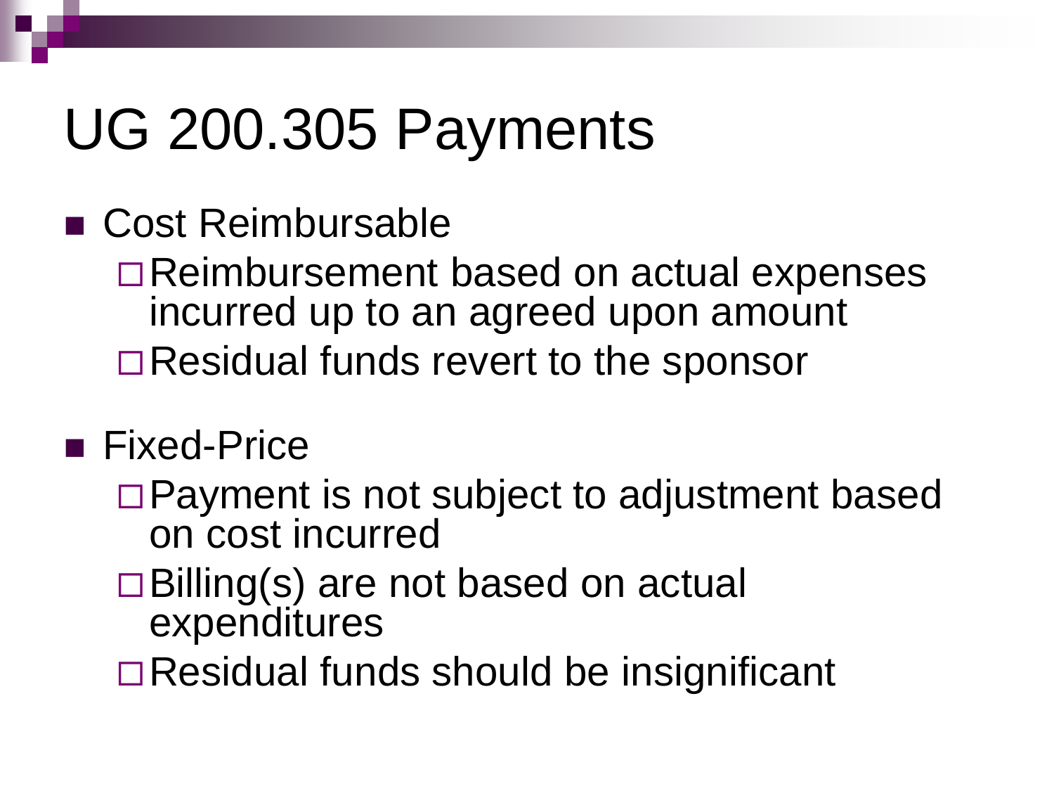# UG 200.305 Payments

- Cost Reimbursable
  - Reimbursement based on actual expenses incurred up to an agreed upon amount
  - Residual funds revert to the sponsor
- Fixed-Price
  - Payment is not subject to adjustment based on cost incurred
  - Billing(s) are not based on actual expenditures
  - Residual funds should be insignificant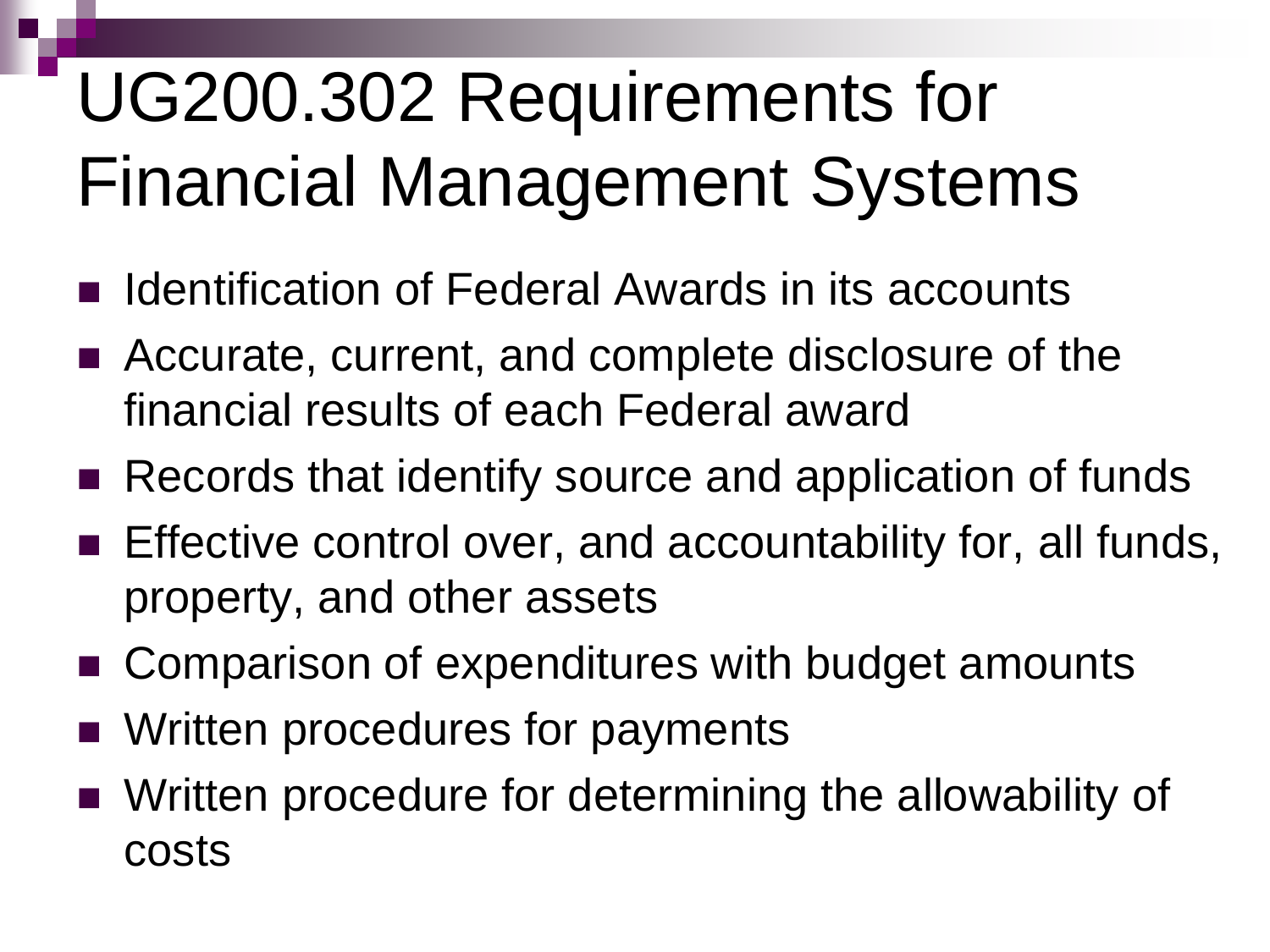# UG200.302 Requirements for Financial Management Systems

- Identification of Federal Awards in its accounts
- Accurate, current, and complete disclosure of the financial results of each Federal award
- Records that identify source and application of funds
- Effective control over, and accountability for, all funds, property, and other assets
- Comparison of expenditures with budget amounts
- Written procedures for payments
- Written procedure for determining the allowability of costs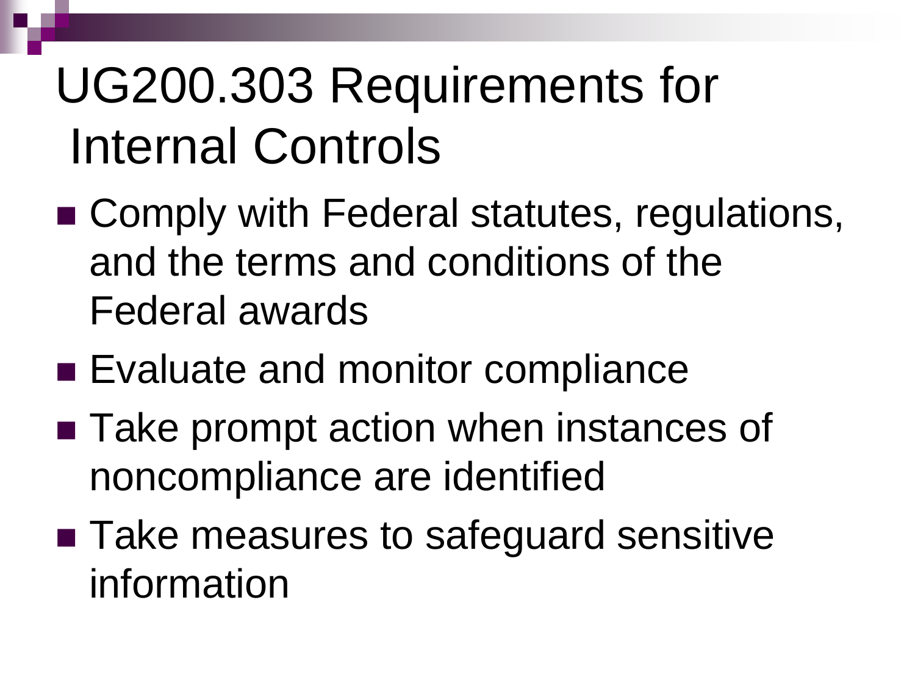# UG200.303 Requirements for Internal Controls

- Comply with Federal statutes, regulations, and the terms and conditions of the Federal awards
- Evaluate and monitor compliance
- Take prompt action when instances of noncompliance are identified
- Take measures to safeguard sensitive information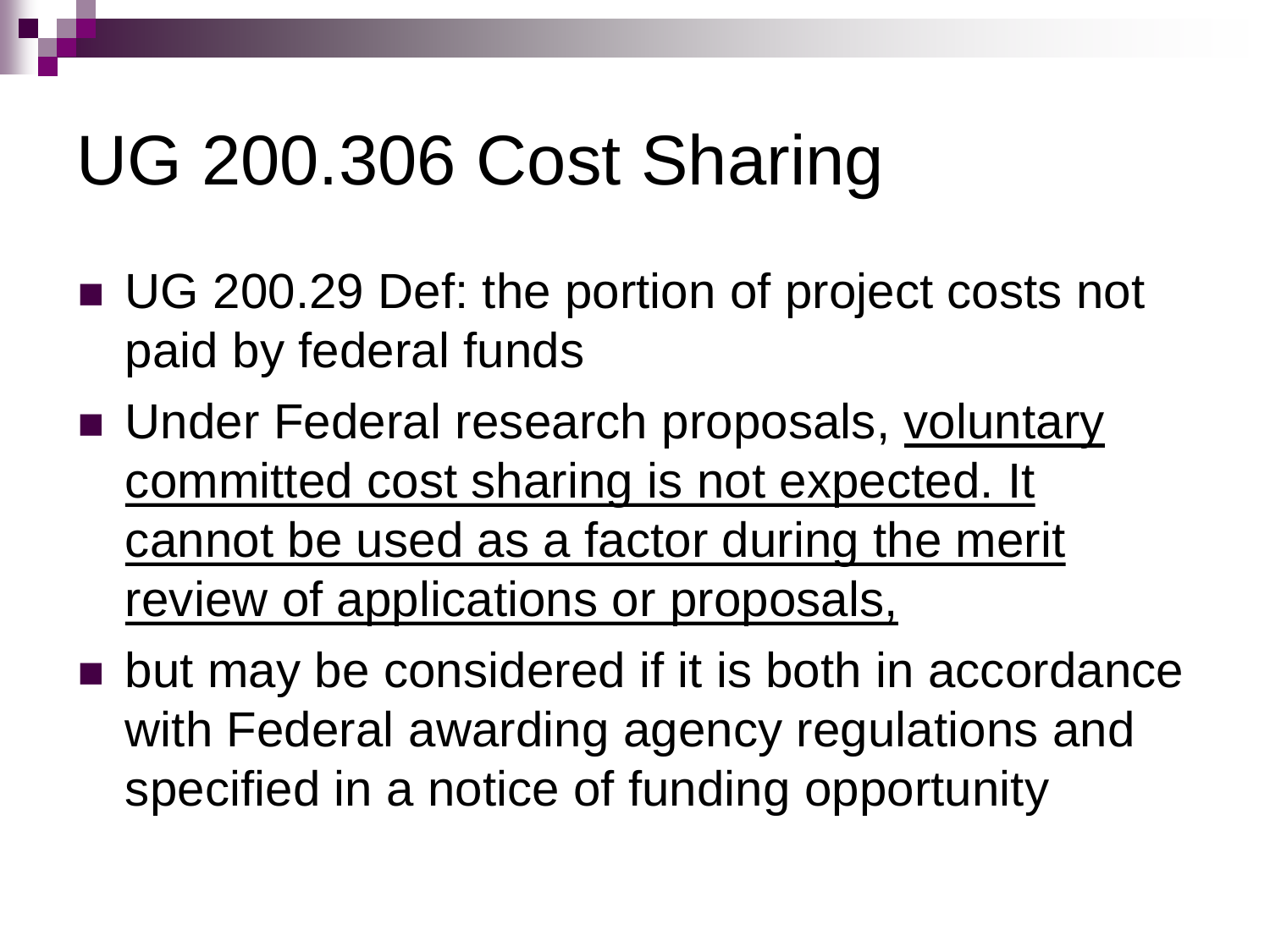# UG 200.306 Cost Sharing

- UG 200.29 Def: the portion of project costs not paid by federal funds
- Under Federal research proposals, <u>voluntary committed cost sharing is not expected. It cannot be used as a factor during the merit review of applications or proposals,</u>
- but may be considered if it is both in accordance with Federal awarding agency regulations and specified in a notice of funding opportunity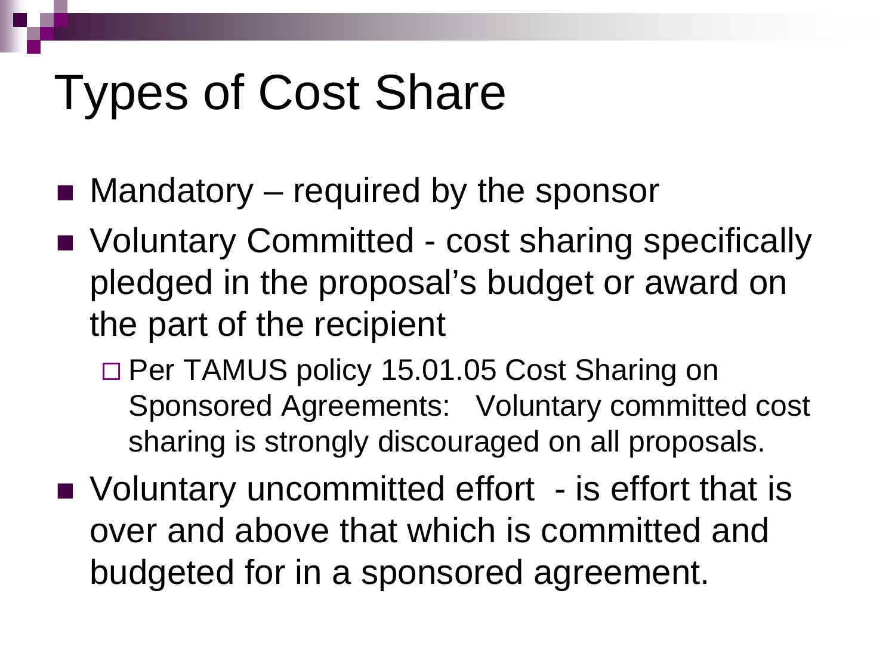# Types of Cost Share

- Mandatory – required by the sponsor
- Voluntary Committed - cost sharing specifically pledged in the proposal's budget or award on the part of the recipient
  - Per TAMUS policy 15.01.05 Cost Sharing on Sponsored Agreements: Voluntary committed cost sharing is strongly discouraged on all proposals.
- Voluntary uncommitted effort - is effort that is over and above that which is committed and budgeted for in a sponsored agreement.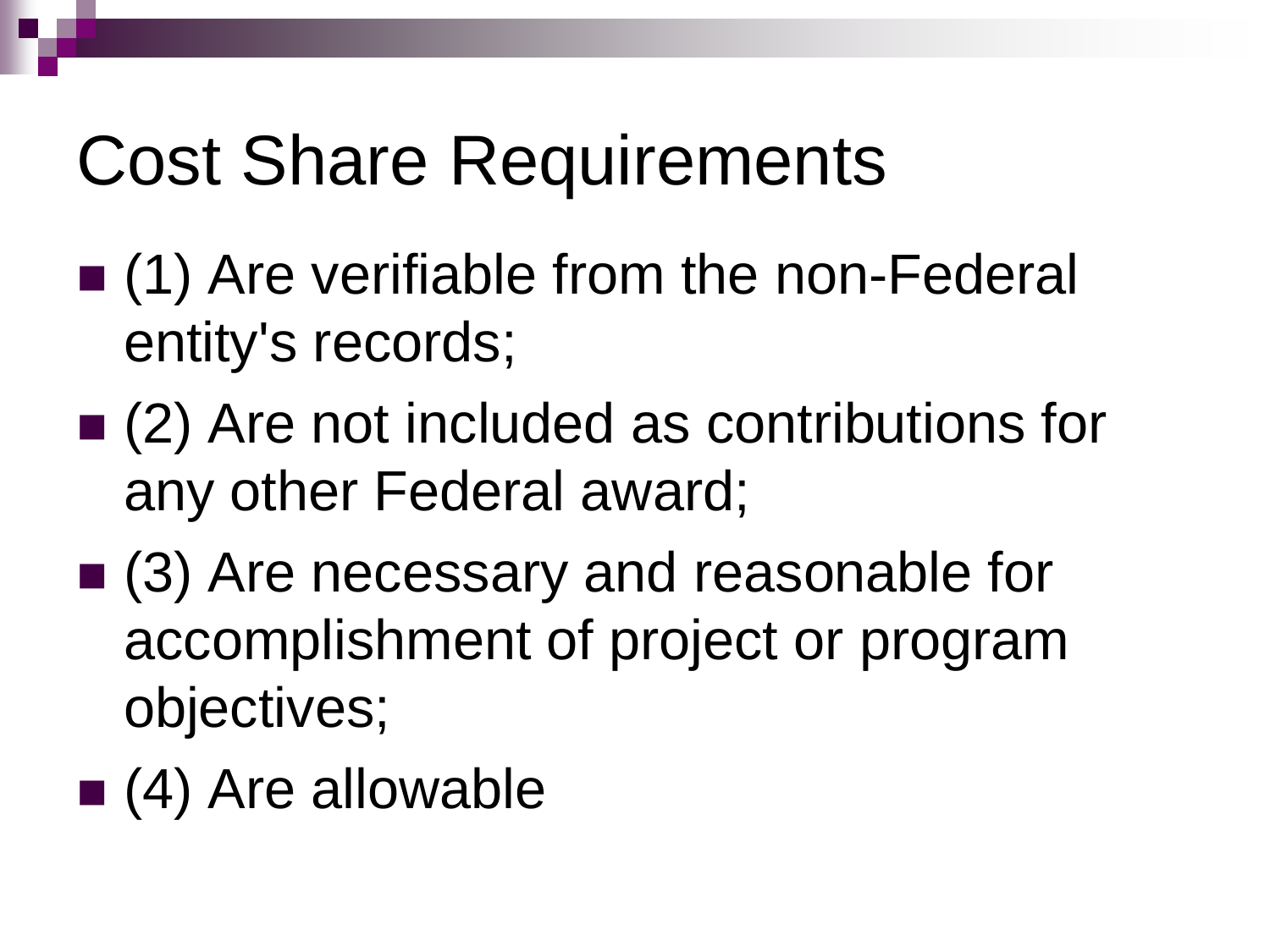# Cost Share Requirements

- (1) Are verifiable from the non-Federal entity's records;
- (2) Are not included as contributions for any other Federal award;
- (3) Are necessary and reasonable for accomplishment of project or program objectives;
- (4) Are allowable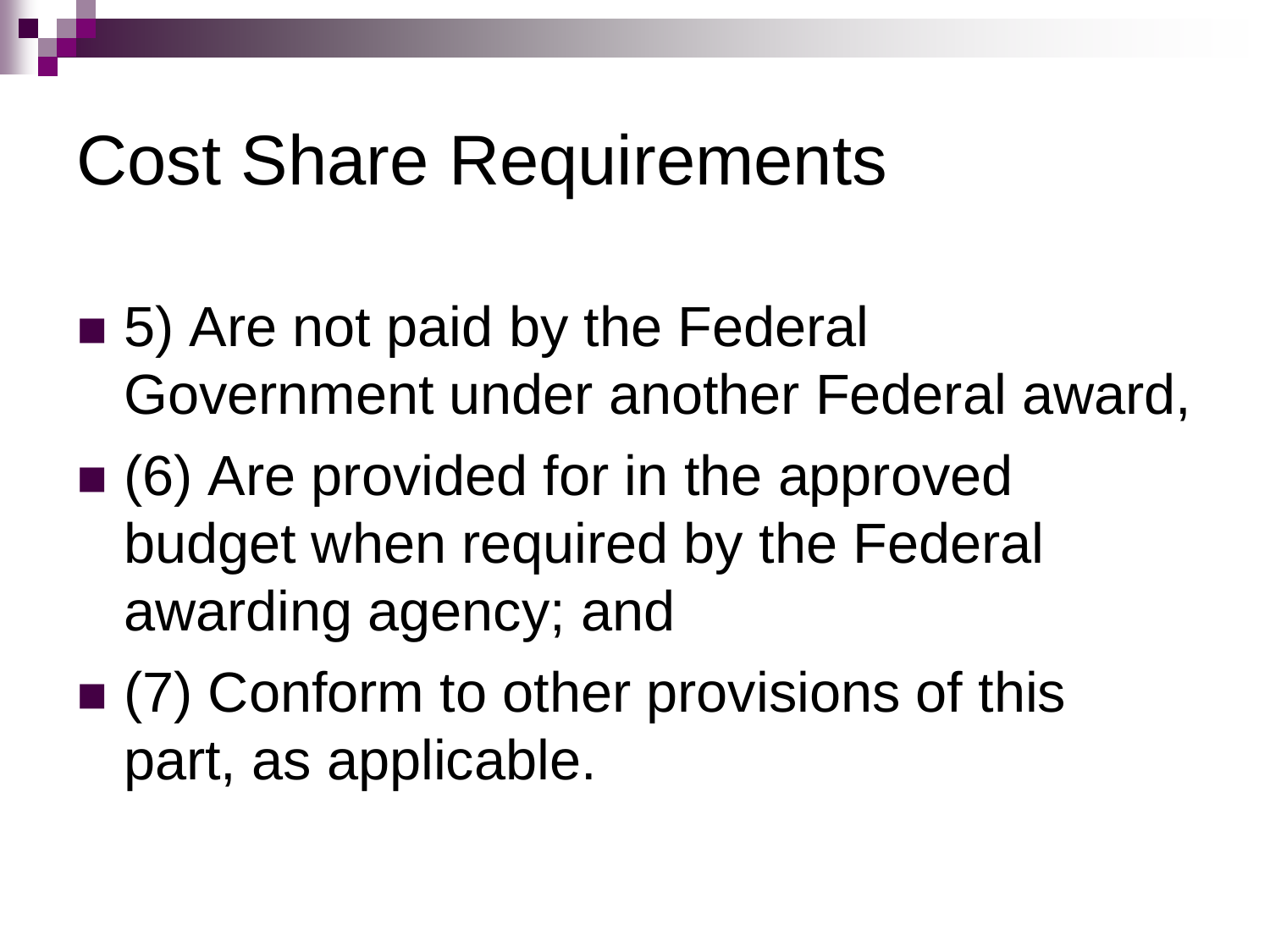# Cost Share Requirements

- 5) Are not paid by the Federal Government under another Federal award,
- (6) Are provided for in the approved budget when required by the Federal awarding agency; and
- (7) Conform to other provisions of this part, as applicable.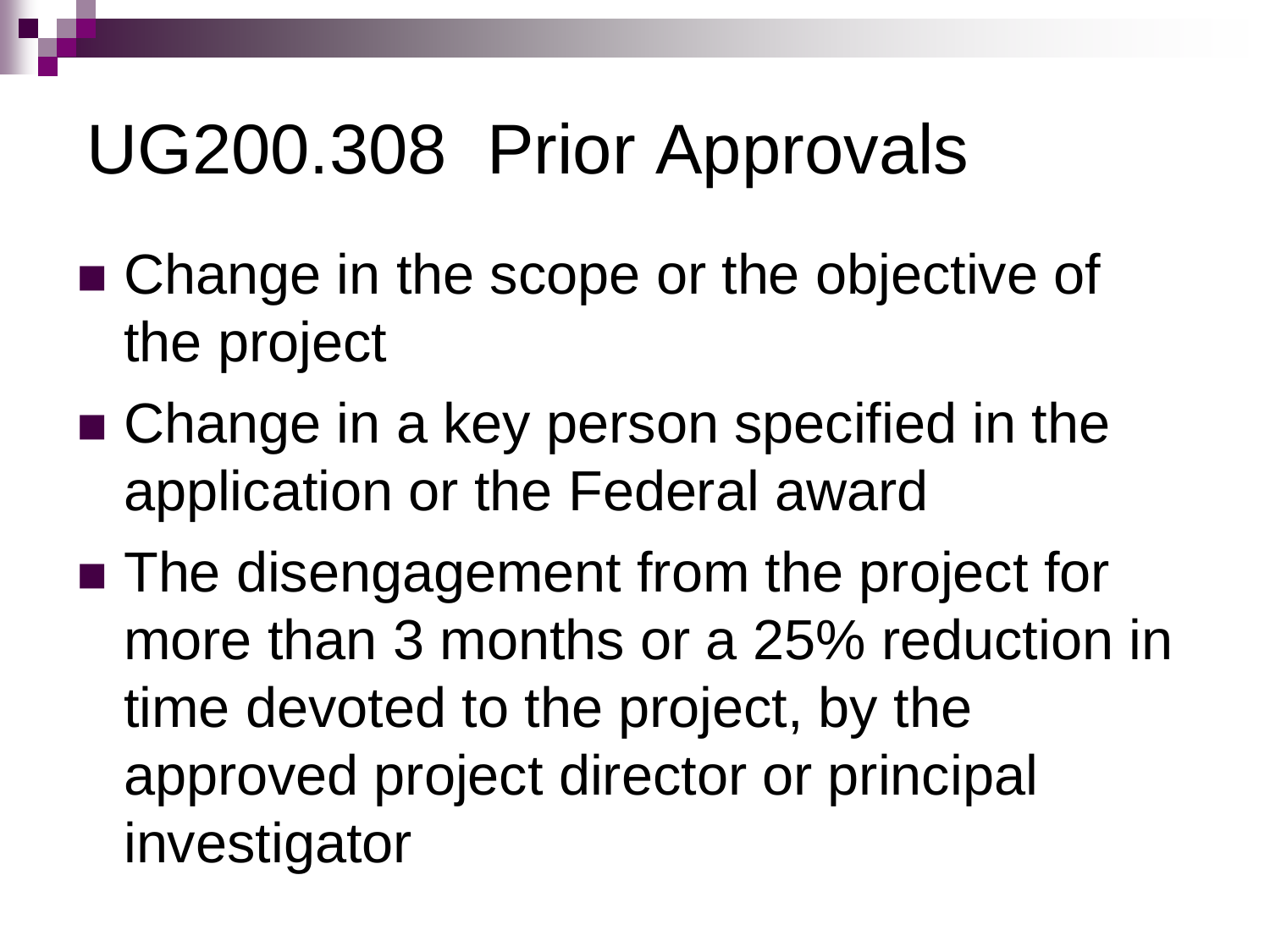# UG200.308 Prior Approvals

- Change in the scope or the objective of the project
- Change in a key person specified in the application or the Federal award
- The disengagement from the project for more than 3 months or a 25% reduction in time devoted to the project, by the approved project director or principal investigator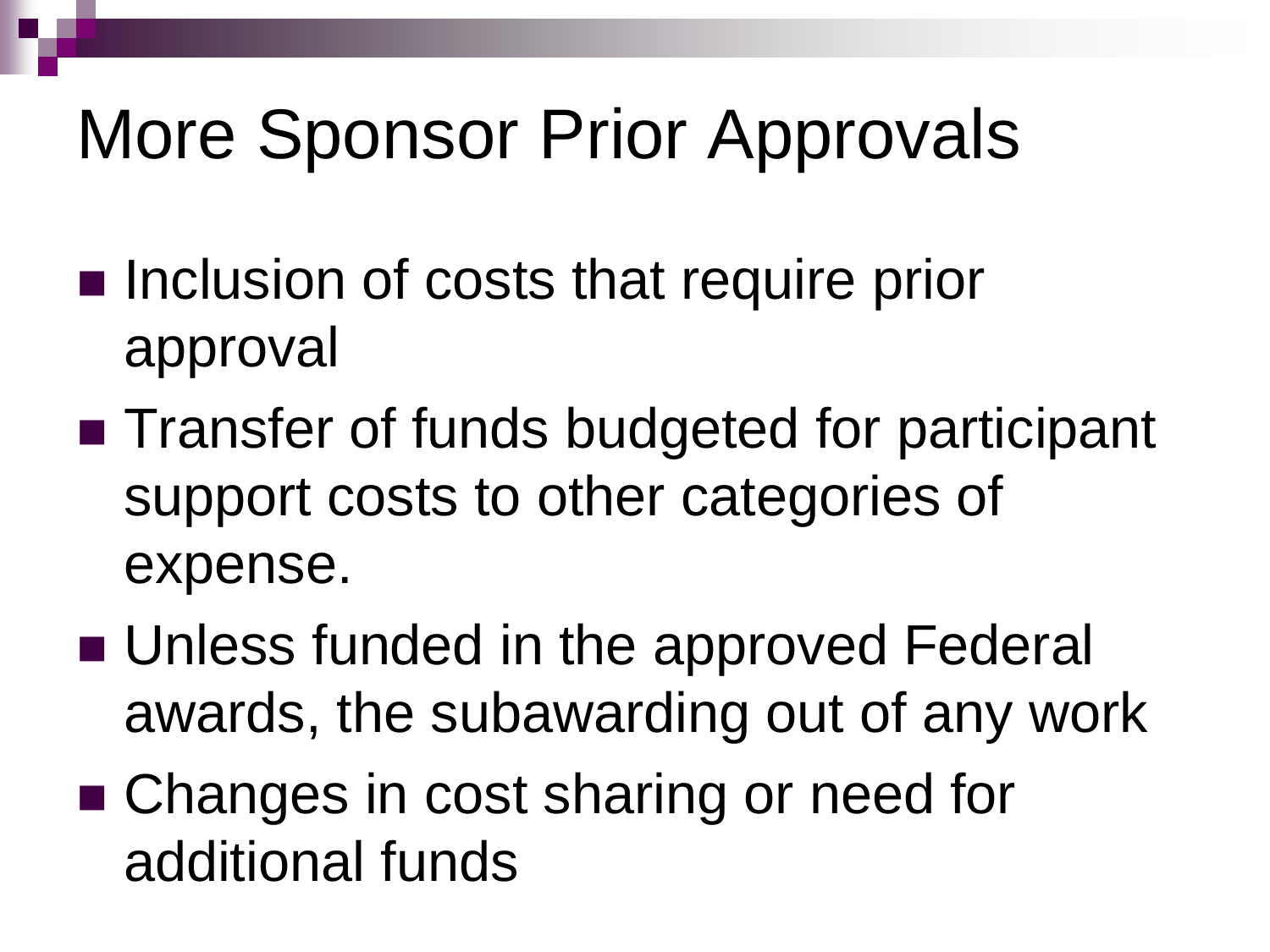# More Sponsor Prior Approvals

- Inclusion of costs that require prior approval
- Transfer of funds budgeted for participant support costs to other categories of expense.
- Unless funded in the approved Federal awards, the subawarding out of any work
- Changes in cost sharing or need for additional funds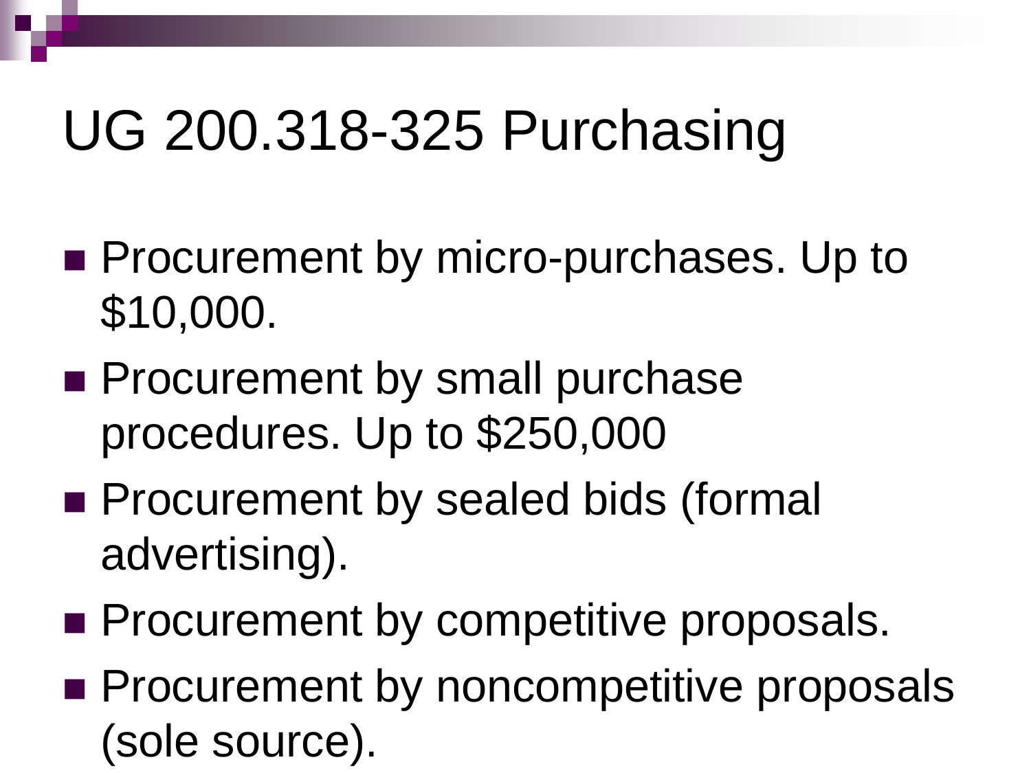# UG 200.318-325 Purchasing

- Procurement by micro-purchases. Up to $10,000.
- Procurement by small purchase procedures. Up to $250,000
- Procurement by sealed bids (formal advertising).
- Procurement by competitive proposals.
- Procurement by noncompetitive proposals (sole source).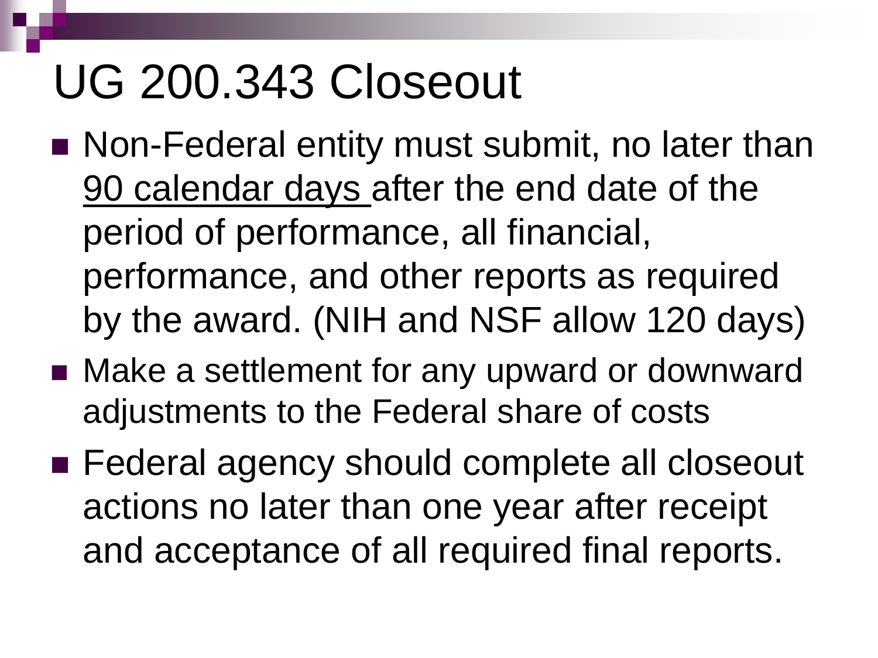# UG 200.343 Closeout

- Non-Federal entity must submit, no later than 90 calendar days after the end date of the period of performance, all financial, performance, and other reports as required by the award. (NIH and NSF allow 120 days)
- Make a settlement for any upward or downward adjustments to the Federal share of costs
- Federal agency should complete all closeout actions no later than one year after receipt and acceptance of all required final reports.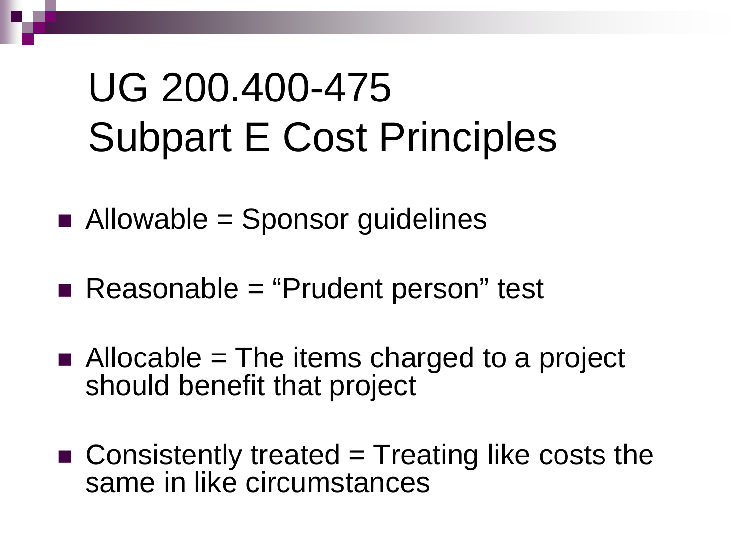# UG 200.400-475
# Subpart E Cost Principles

- Allowable = Sponsor guidelines
- Reasonable = “Prudent person” test
- Allocable = The items charged to a project should benefit that project
- Consistently treated = Treating like costs the same in like circumstances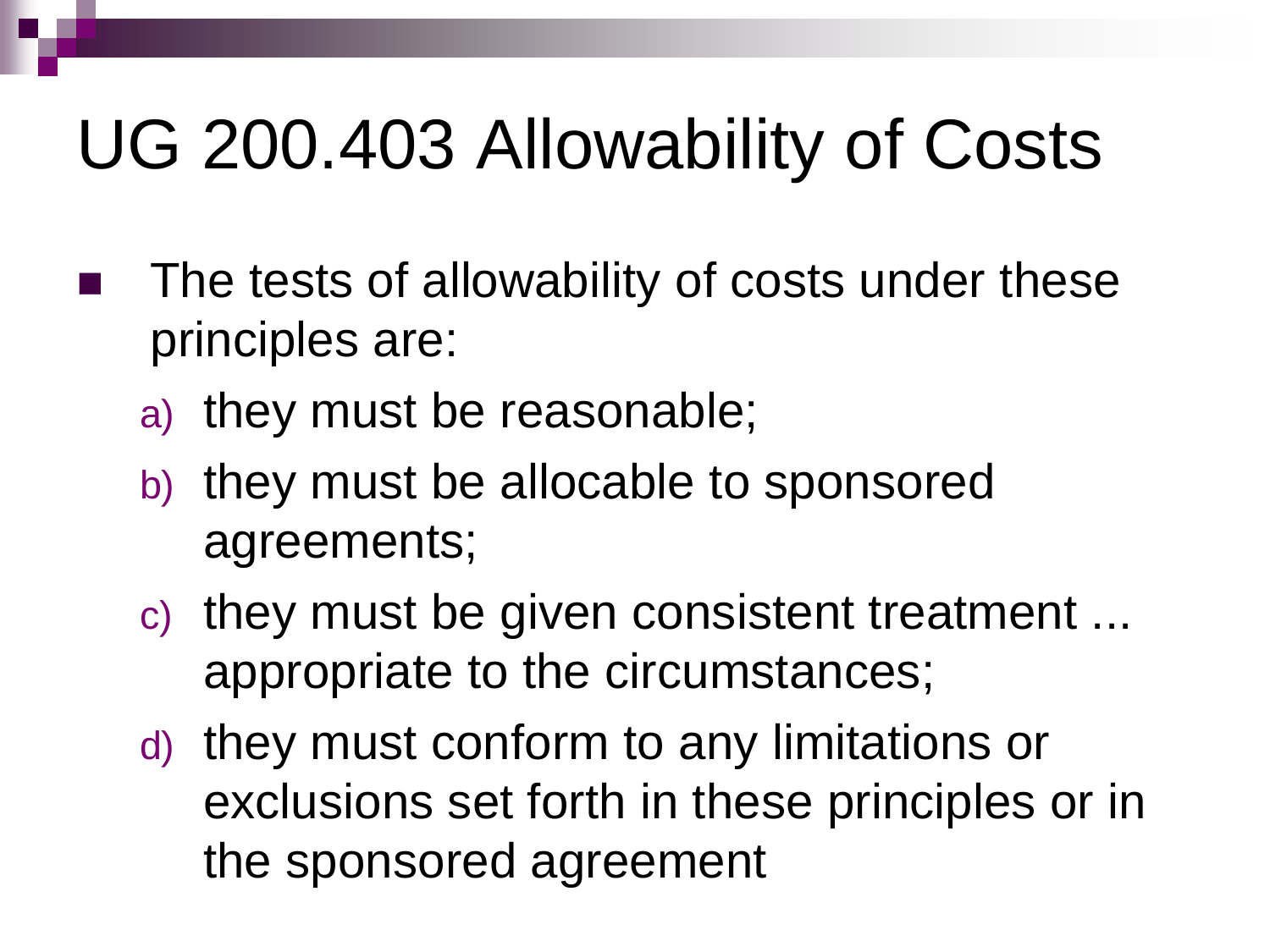# UG 200.403 Allowability of Costs

- The tests of allowability of costs under these principles are:
  a) they must be reasonable;
  b) they must be allocable to sponsored agreements;
  c) they must be given consistent treatment ... appropriate to the circumstances;
  d) they must conform to any limitations or exclusions set forth in these principles or in the sponsored agreement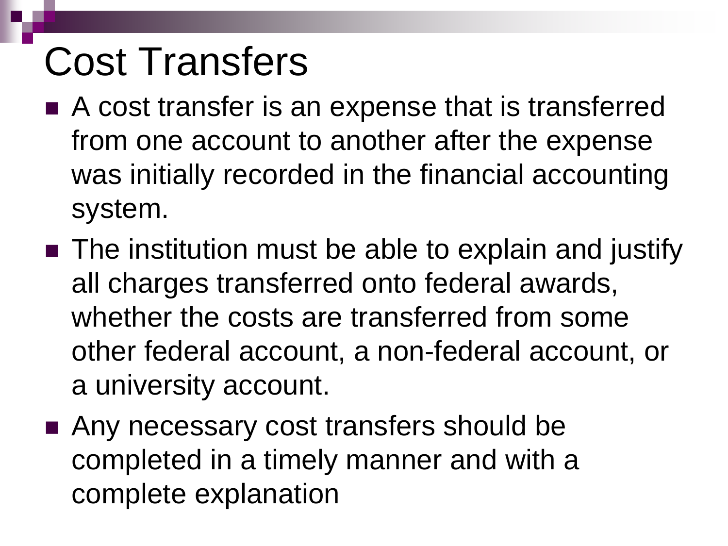# Cost Transfers

- A cost transfer is an expense that is transferred from one account to another after the expense was initially recorded in the financial accounting system.
- The institution must be able to explain and justify all charges transferred onto federal awards, whether the costs are transferred from some other federal account, a non-federal account, or a university account.
- Any necessary cost transfers should be completed in a timely manner and with a complete explanation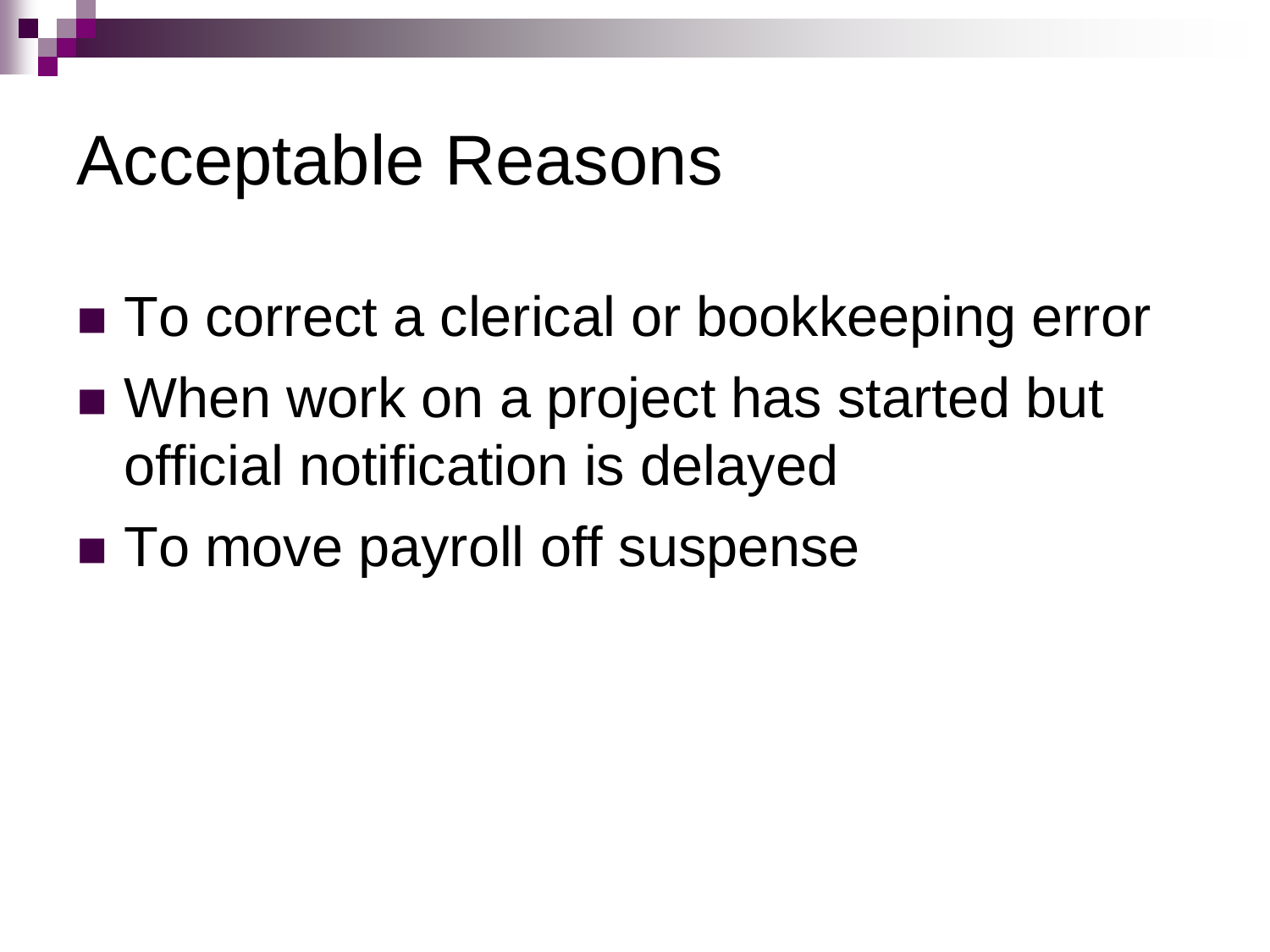# Acceptable Reasons

- To correct a clerical or bookkeeping error
- When work on a project has started but official notification is delayed
- To move payroll off suspense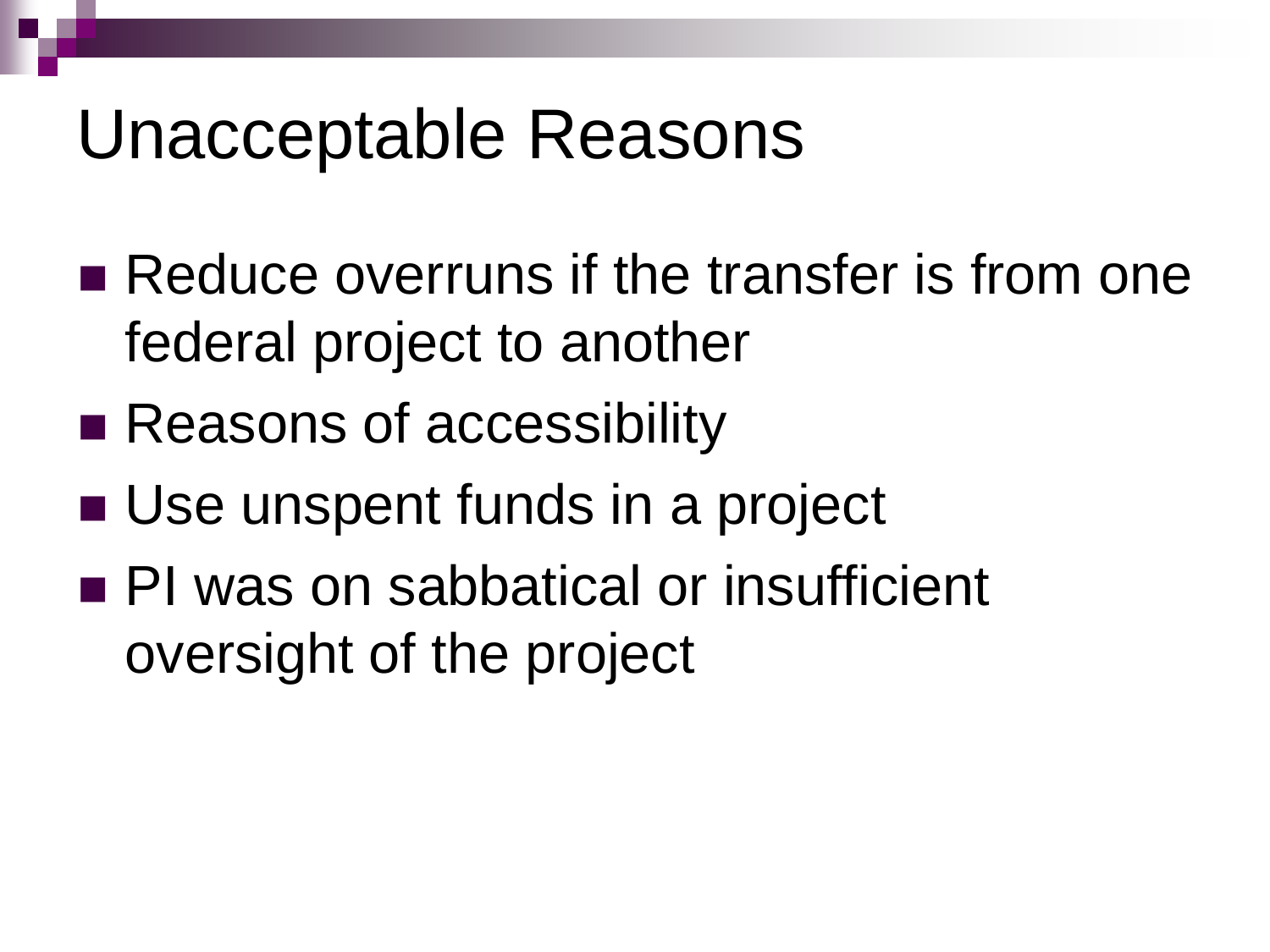# Unacceptable Reasons

- Reduce overruns if the transfer is from one federal project to another
- Reasons of accessibility
- Use unspent funds in a project
- PI was on sabbatical or insufficient oversight of the project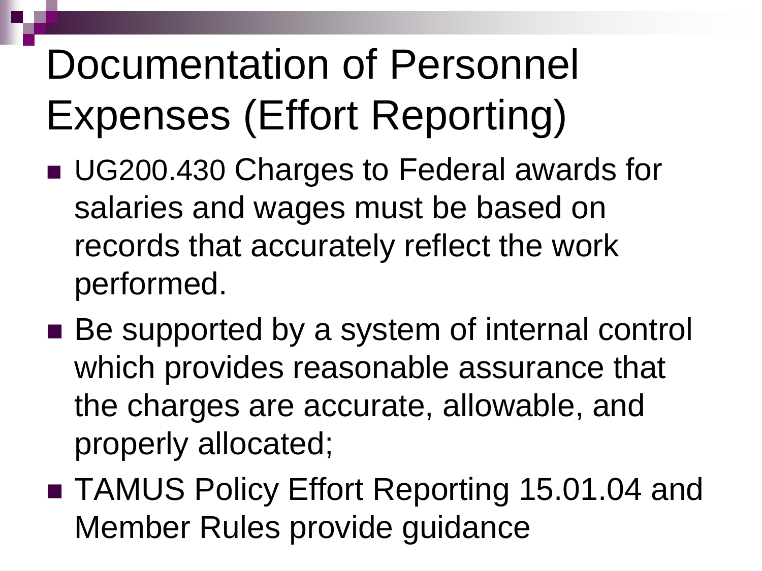# Documentation of Personnel Expenses (Effort Reporting)

- UG200.430 Charges to Federal awards for salaries and wages must be based on records that accurately reflect the work performed.
- Be supported by a system of internal control which provides reasonable assurance that the charges are accurate, allowable, and properly allocated;
- TAMUS Policy Effort Reporting 15.01.04 and Member Rules provide guidance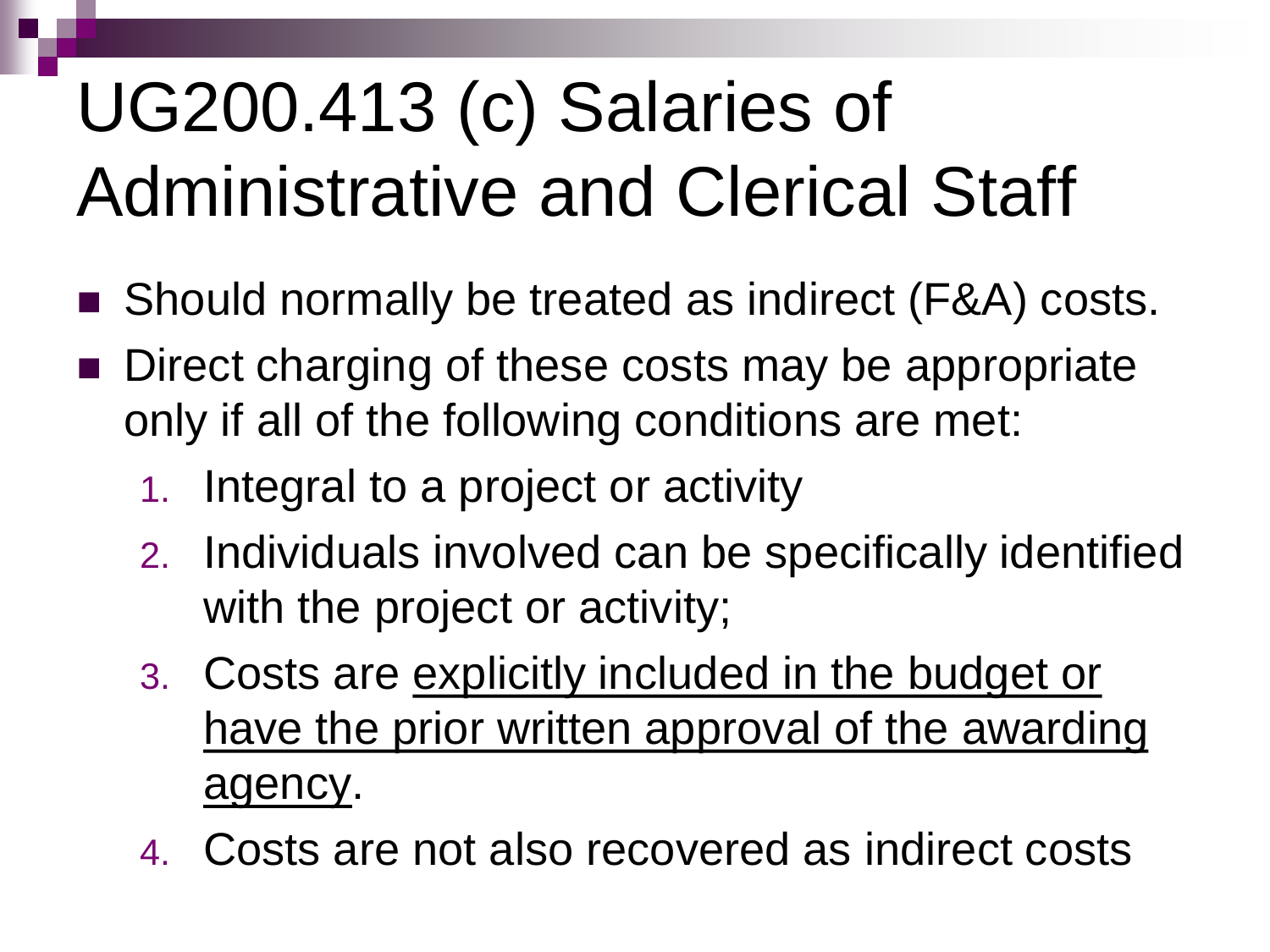# UG200.413 (c) Salaries of Administrative and Clerical Staff

- Should normally be treated as indirect (F&A) costs.
- Direct charging of these costs may be appropriate only if all of the following conditions are met:
  1. Integral to a project or activity
  2. Individuals involved can be specifically identified with the project or activity;
  3. Costs are <u>explicitly included in the budget or have the prior written approval of the awarding agency</u>.
  4. Costs are not also recovered as indirect costs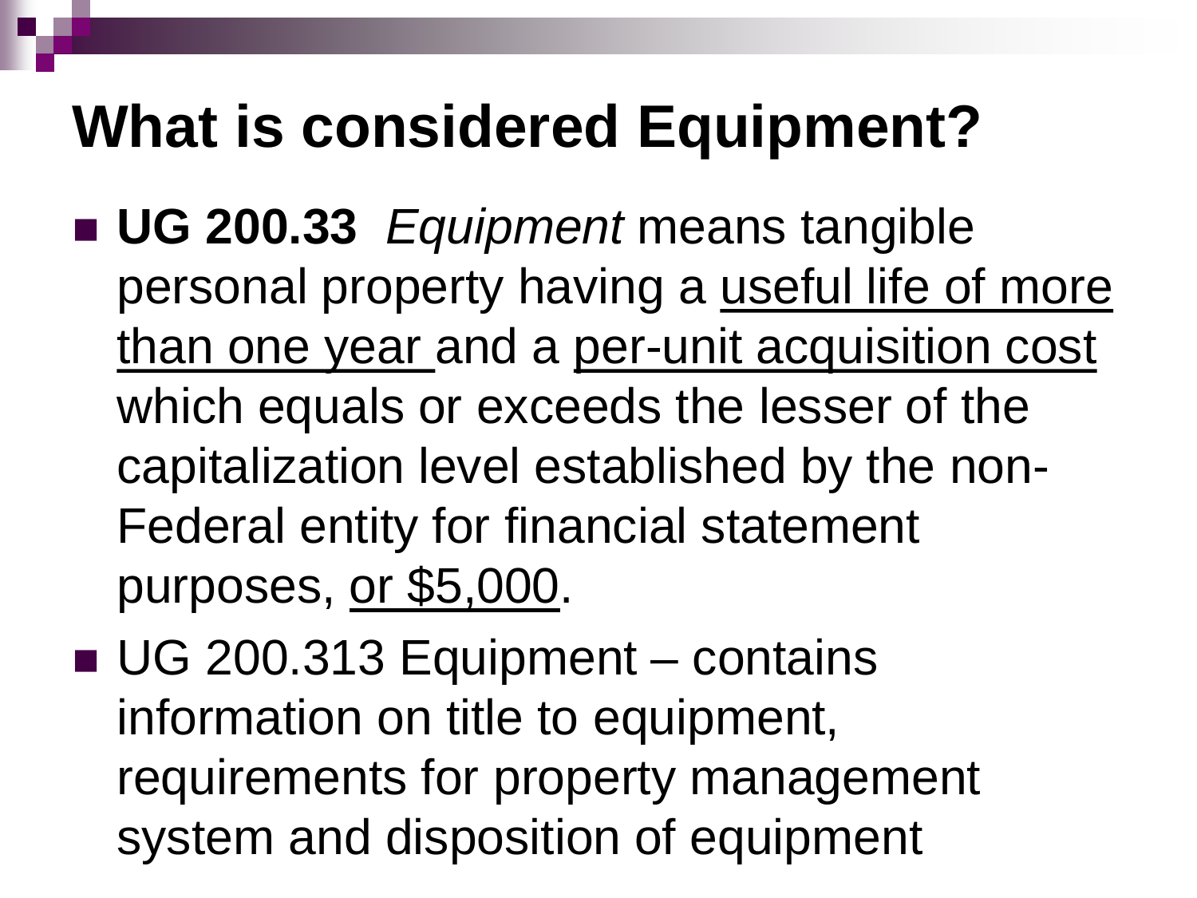# What is considered Equipment?

- **UG 200.33** *Equipment* means tangible personal property having a useful life of more than one year and a per-unit acquisition cost which equals or exceeds the lesser of the capitalization level established by the non-Federal entity for financial statement purposes, or $5,000.
- UG 200.313 Equipment – contains information on title to equipment, requirements for property management system and disposition of equipment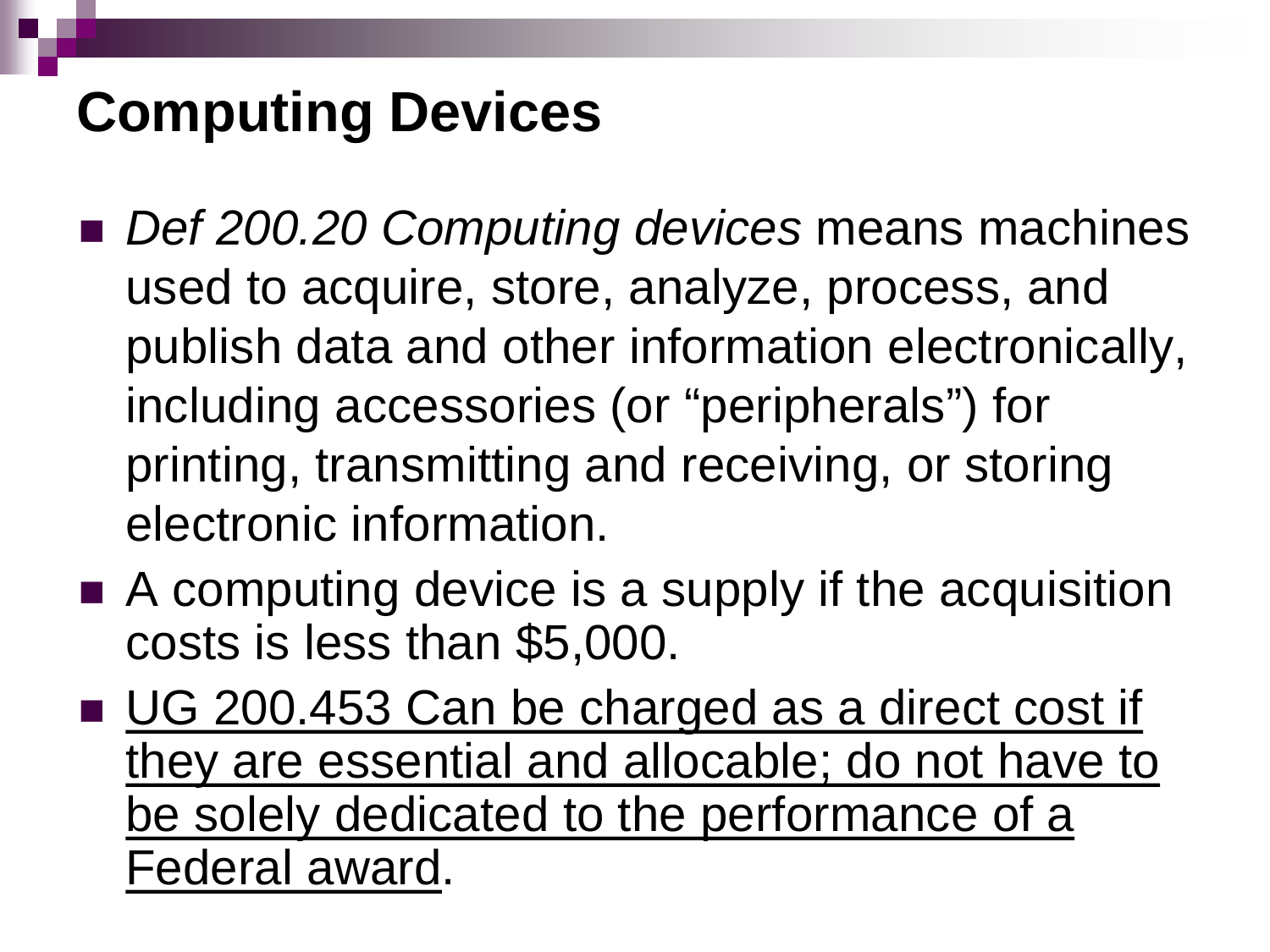# Computing Devices

- *Def 200.20 Computing devices* means machines used to acquire, store, analyze, process, and publish data and other information electronically, including accessories (or "peripherals") for printing, transmitting and receiving, or storing electronic information.
- A computing device is a supply if the acquisition costs is less than $5,000.
- <u>UG 200.453 Can be charged as a direct cost if they are essential and allocable; do not have to be solely dedicated to the performance of a Federal award</u>.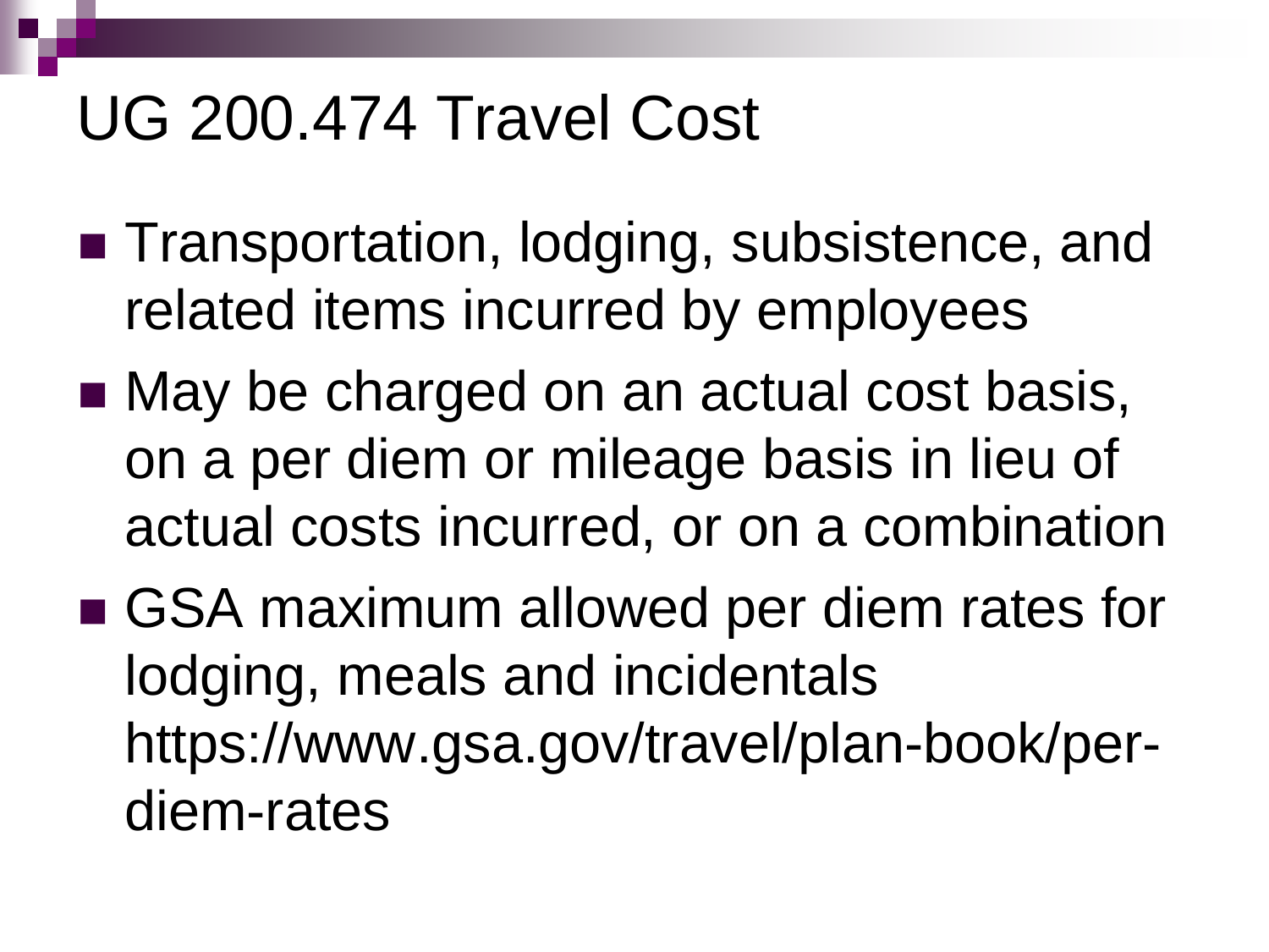# UG 200.474 Travel Cost

- Transportation, lodging, subsistence, and related items incurred by employees
- May be charged on an actual cost basis, on a per diem or mileage basis in lieu of actual costs incurred, or on a combination
- GSA maximum allowed per diem rates for lodging, meals and incidentals https://www.gsa.gov/travel/plan-book/per-diem-rates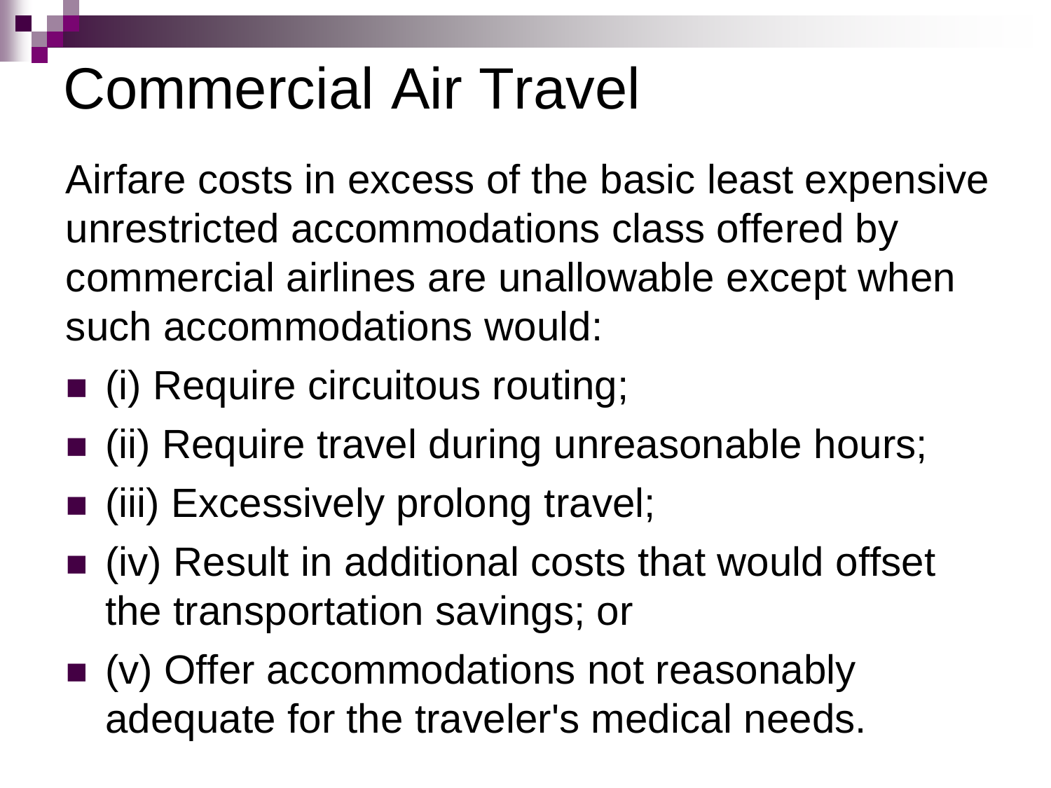# Commercial Air Travel

Airfare costs in excess of the basic least expensive unrestricted accommodations class offered by commercial airlines are unallowable except when such accommodations would:

- (i) Require circuitous routing;
- (ii) Require travel during unreasonable hours;
- (iii) Excessively prolong travel;
- (iv) Result in additional costs that would offset the transportation savings; or
- (v) Offer accommodations not reasonably adequate for the traveler's medical needs.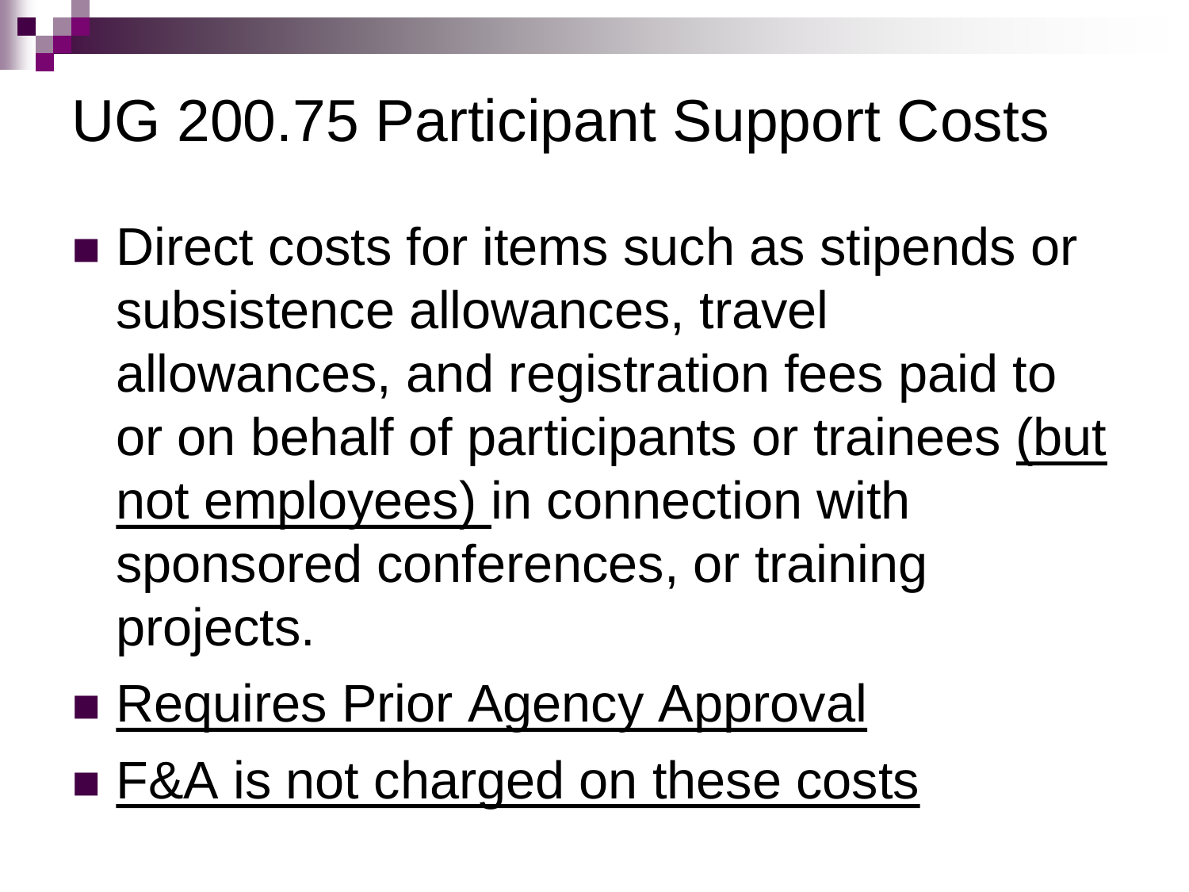# UG 200.75 Participant Support Costs

- Direct costs for items such as stipends or subsistence allowances, travel allowances, and registration fees paid to or on behalf of participants or trainees <u>(but not employees)</u> in connection with sponsored conferences, or training projects.
- <u>Requires Prior Agency Approval</u>
- <u>F&A is not charged on these costs</u>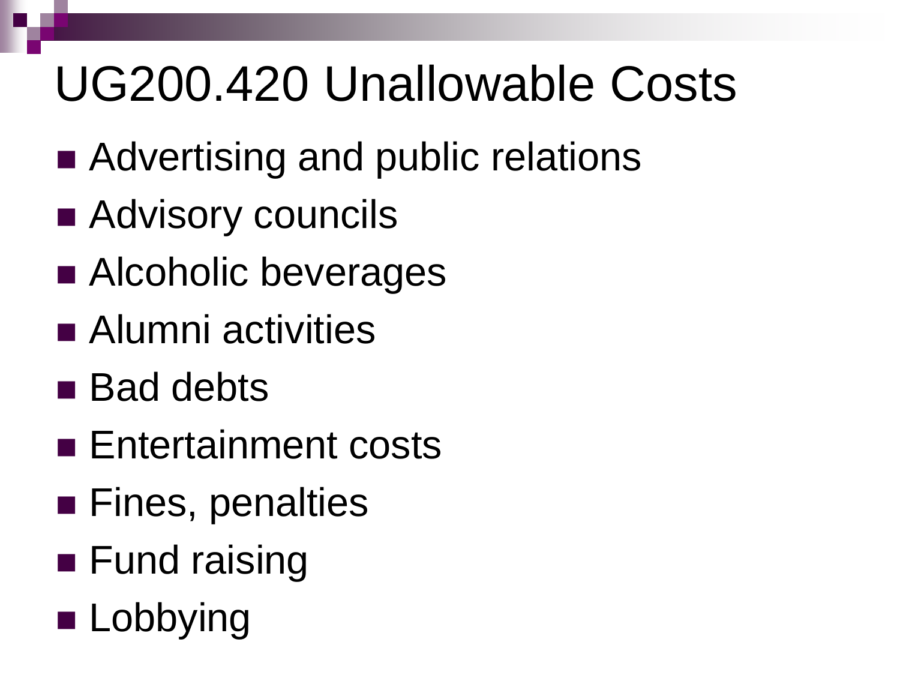# UG200.420 Unallowable Costs

- Advertising and public relations
- Advisory councils
- Alcoholic beverages
- Alumni activities
- Bad debts
- Entertainment costs
- Fines, penalties
- Fund raising
- Lobbying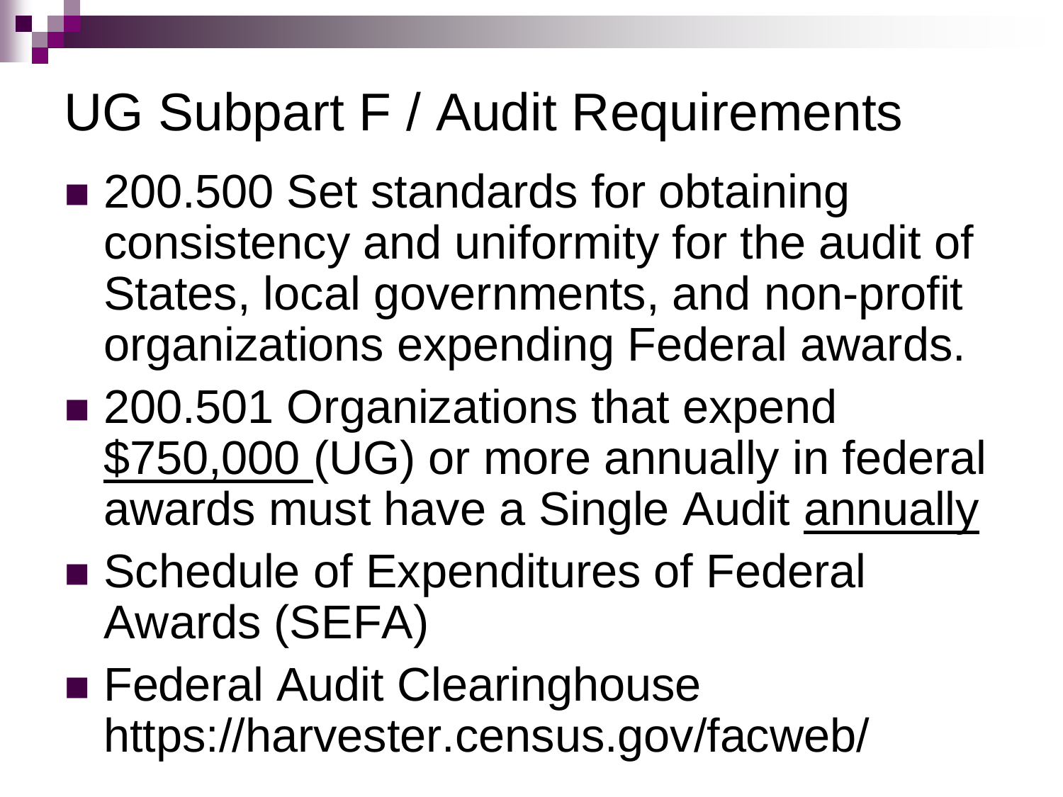# UG Subpart F / Audit Requirements

- 200.500 Set standards for obtaining consistency and uniformity for the audit of States, local governments, and non-profit organizations expending Federal awards.
- 200.501 Organizations that expend <u>$750,000</u> (UG) or more annually in federal awards must have a Single Audit <u>annually</u>
- Schedule of Expenditures of Federal Awards (SEFA)
- Federal Audit Clearinghouse https://harvester.census.gov/facweb/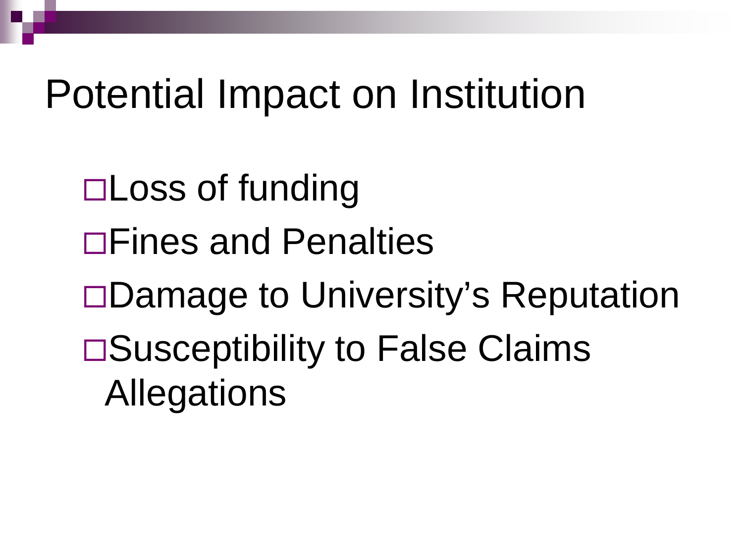# Potential Impact on Institution

- Loss of funding
- Fines and Penalties
- Damage to University's Reputation
- Susceptibility to False Claims Allegations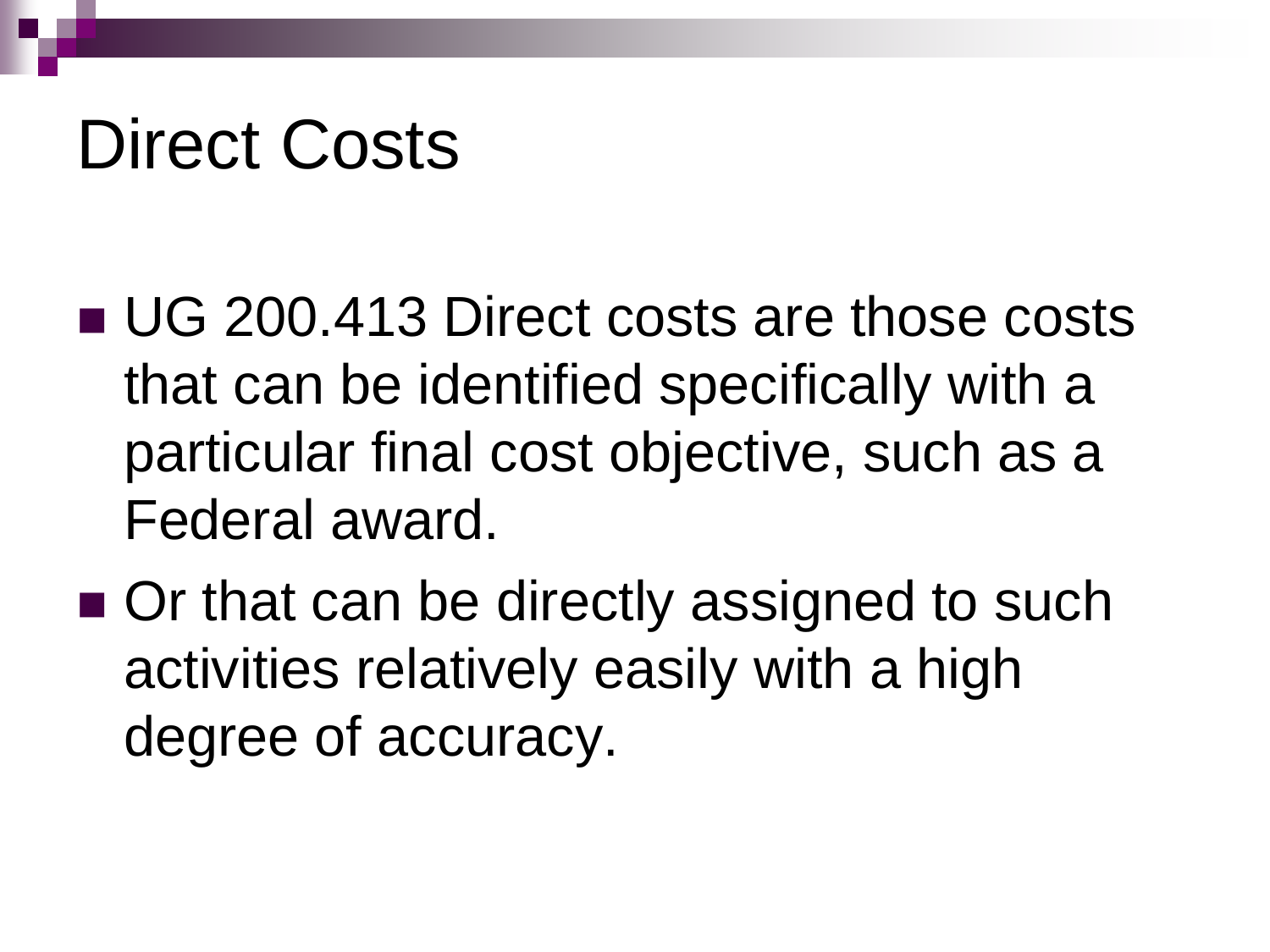# Direct Costs

- UG 200.413 Direct costs are those costs that can be identified specifically with a particular final cost objective, such as a Federal award.
- Or that can be directly assigned to such activities relatively easily with a high degree of accuracy.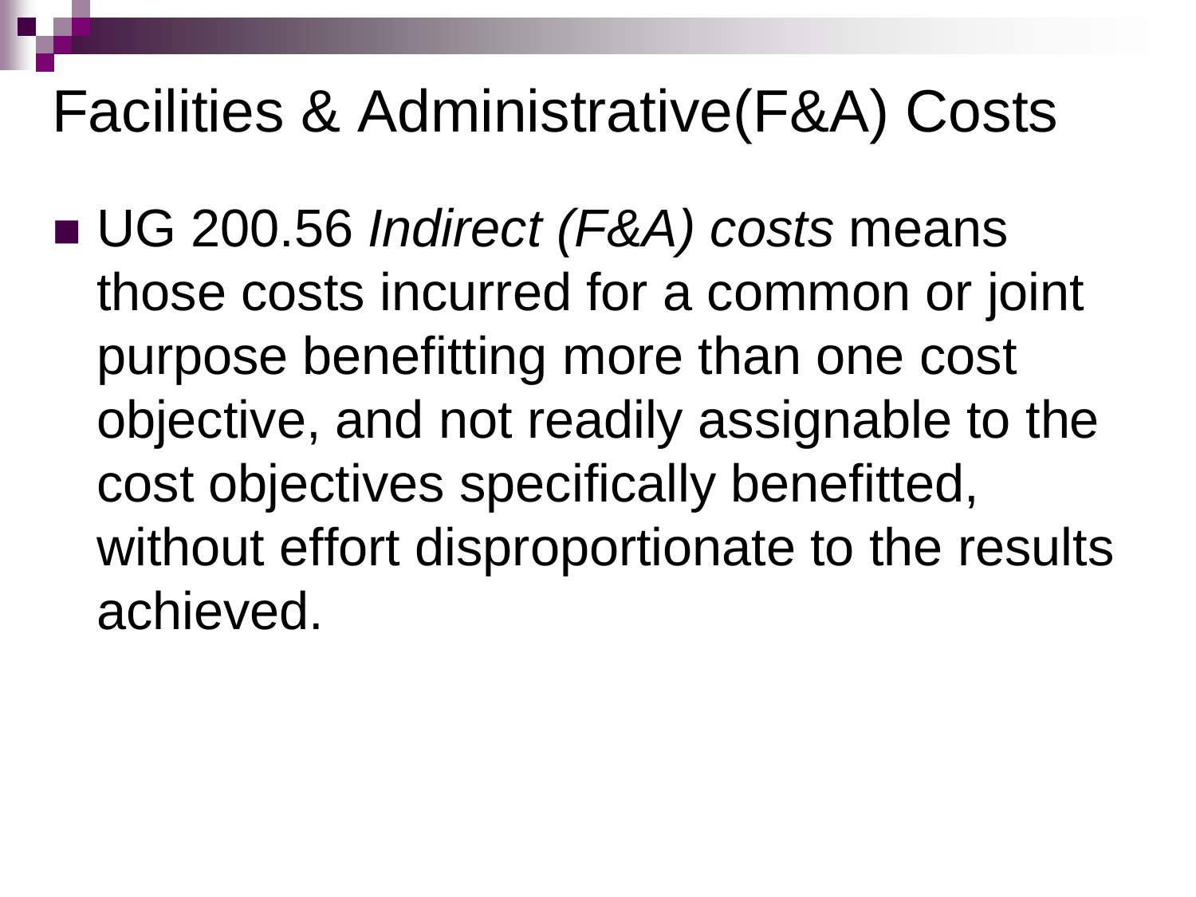# Facilities & Administrative(F&A) Costs

- UG 200.56 *Indirect (F&A) costs* means those costs incurred for a common or joint purpose benefitting more than one cost objective, and not readily assignable to the cost objectives specifically benefitted, without effort disproportionate to the results achieved.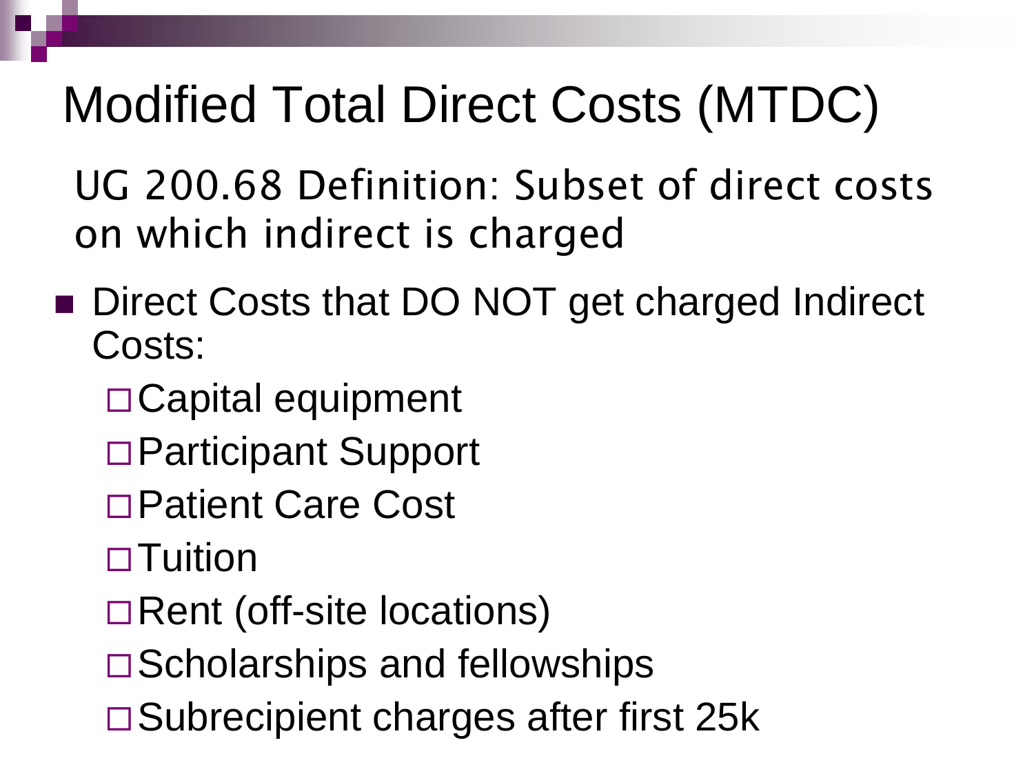# Modified Total Direct Costs (MTDC)

UG 200.68 Definition: Subset of direct costs on which indirect is charged

- Direct Costs that DO NOT get charged Indirect Costs:
  - Capital equipment
  - Participant Support
  - Patient Care Cost
  - Tuition
  - Rent (off-site locations)
  - Scholarships and fellowships
  - Subrecipient charges after first 25k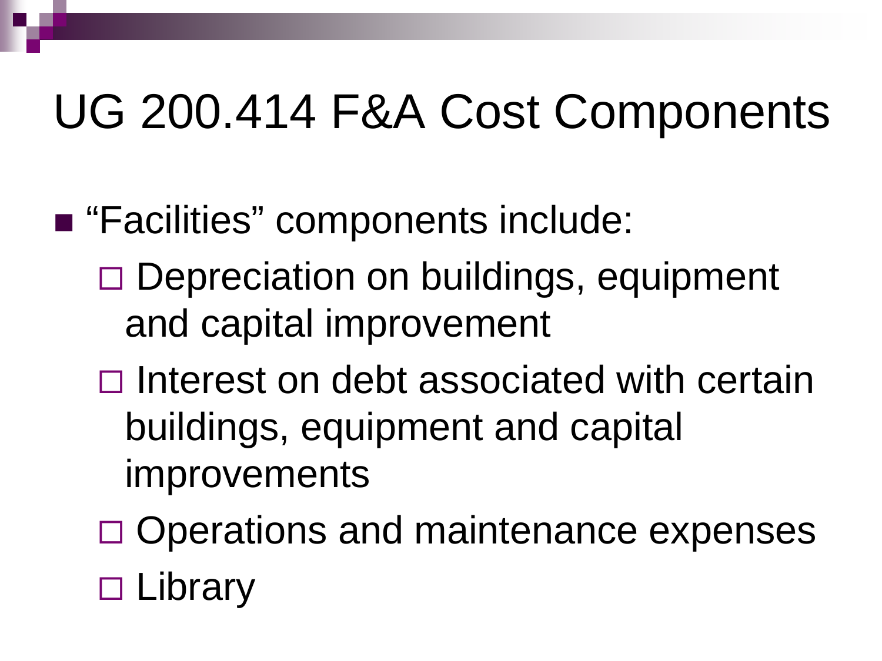# UG 200.414 F&A Cost Components

- “Facilities” components include:
  - Depreciation on buildings, equipment and capital improvement
  - Interest on debt associated with certain buildings, equipment and capital improvements
  - Operations and maintenance expenses
  - Library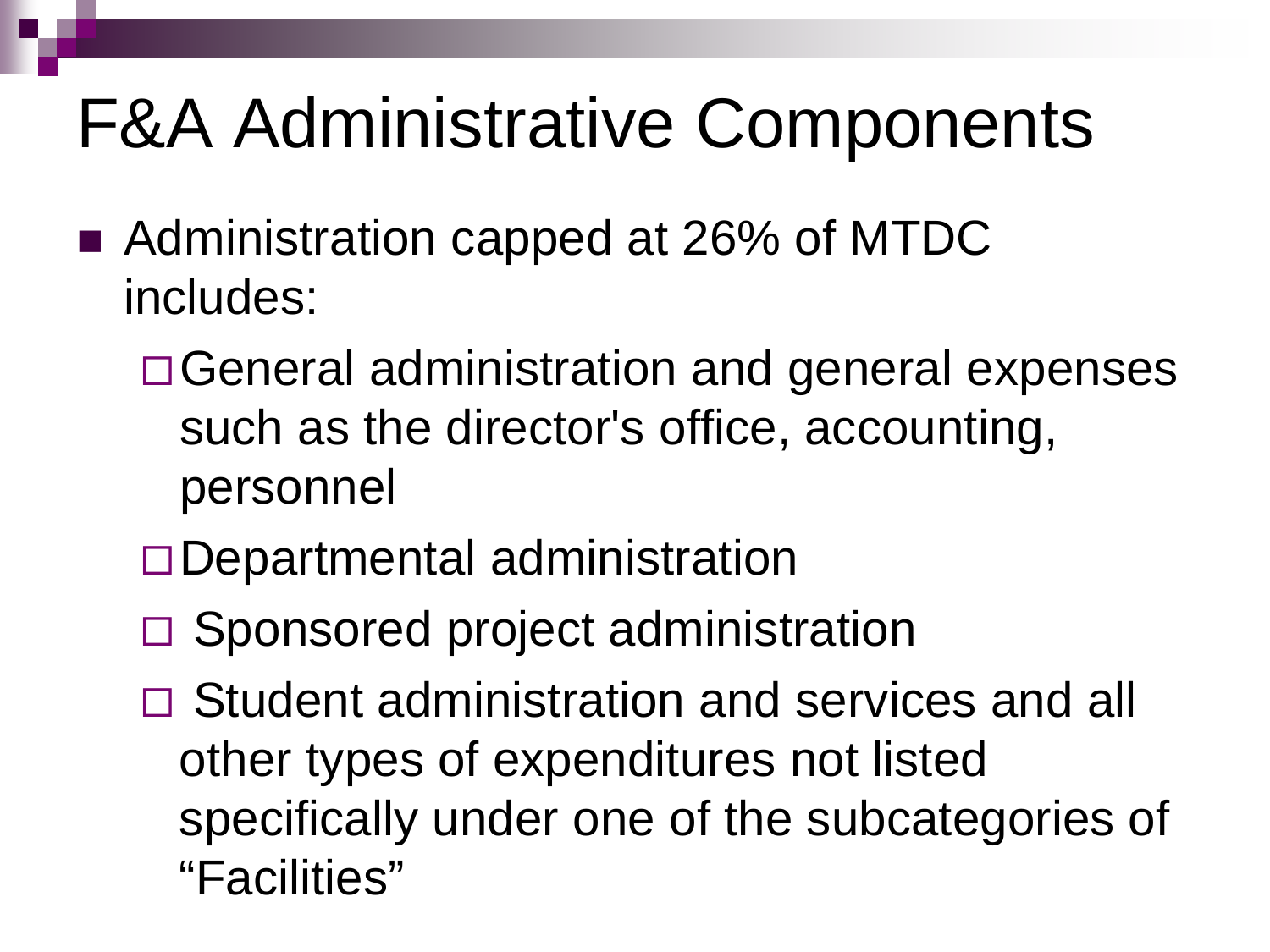# F&A Administrative Components

- Administration capped at 26% of MTDC includes:
  - General administration and general expenses such as the director's office, accounting, personnel
  - Departmental administration
  - Sponsored project administration
  - Student administration and services and all other types of expenditures not listed specifically under one of the subcategories of “Facilities”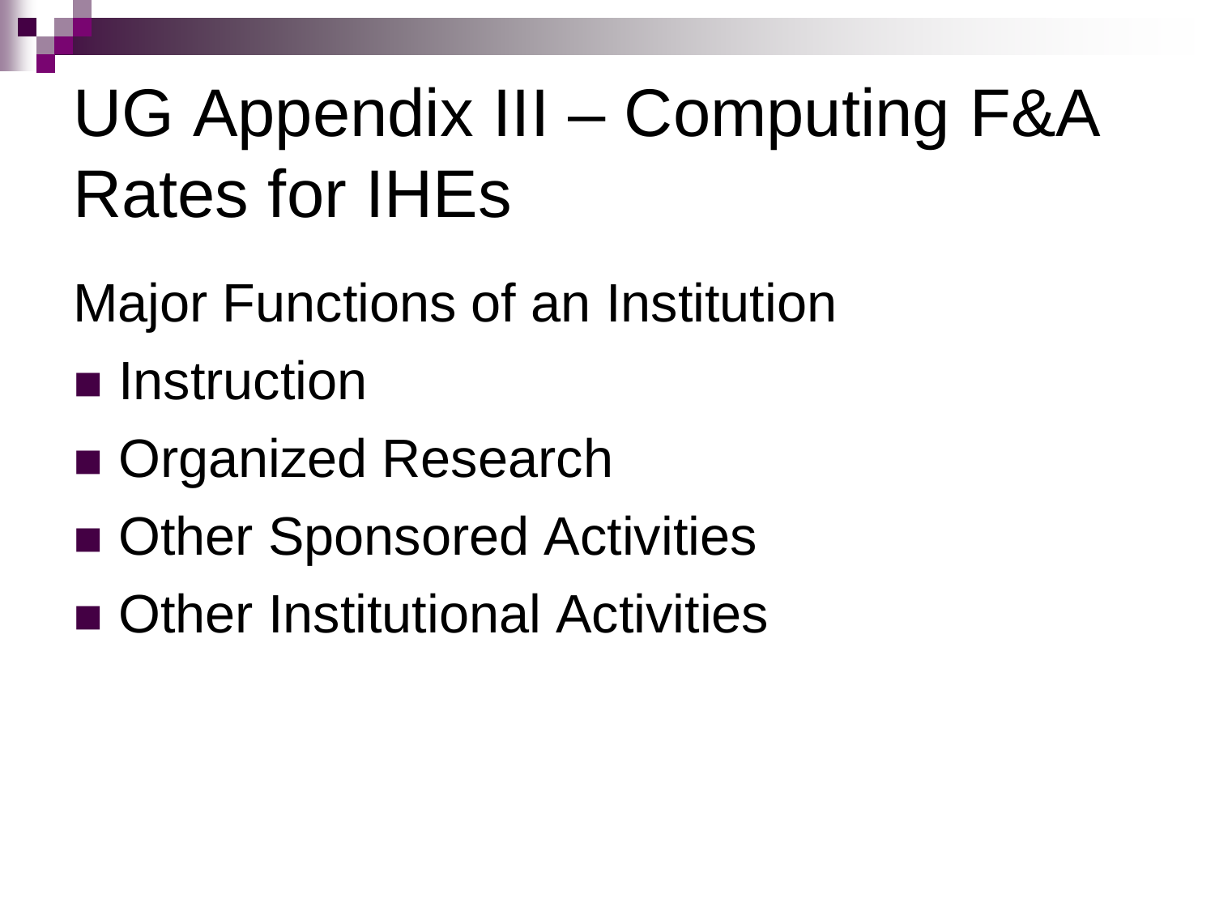# UG Appendix III – Computing F&A Rates for IHEs

Major Functions of an Institution

- Instruction
- Organized Research
- Other Sponsored Activities
- Other Institutional Activities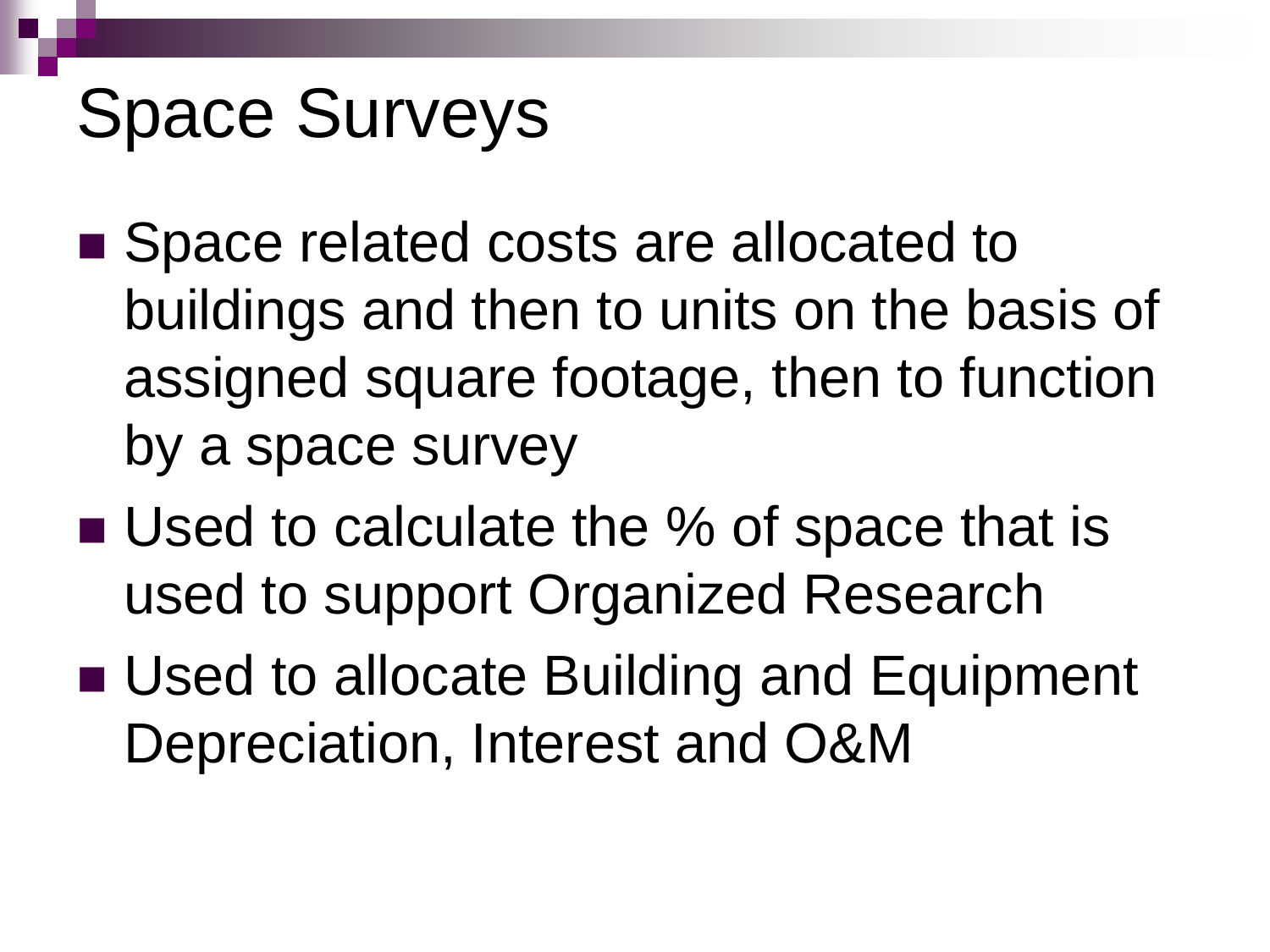# Space Surveys

- Space related costs are allocated to buildings and then to units on the basis of assigned square footage, then to function by a space survey
- Used to calculate the % of space that is used to support Organized Research
- Used to allocate Building and Equipment Depreciation, Interest and O&M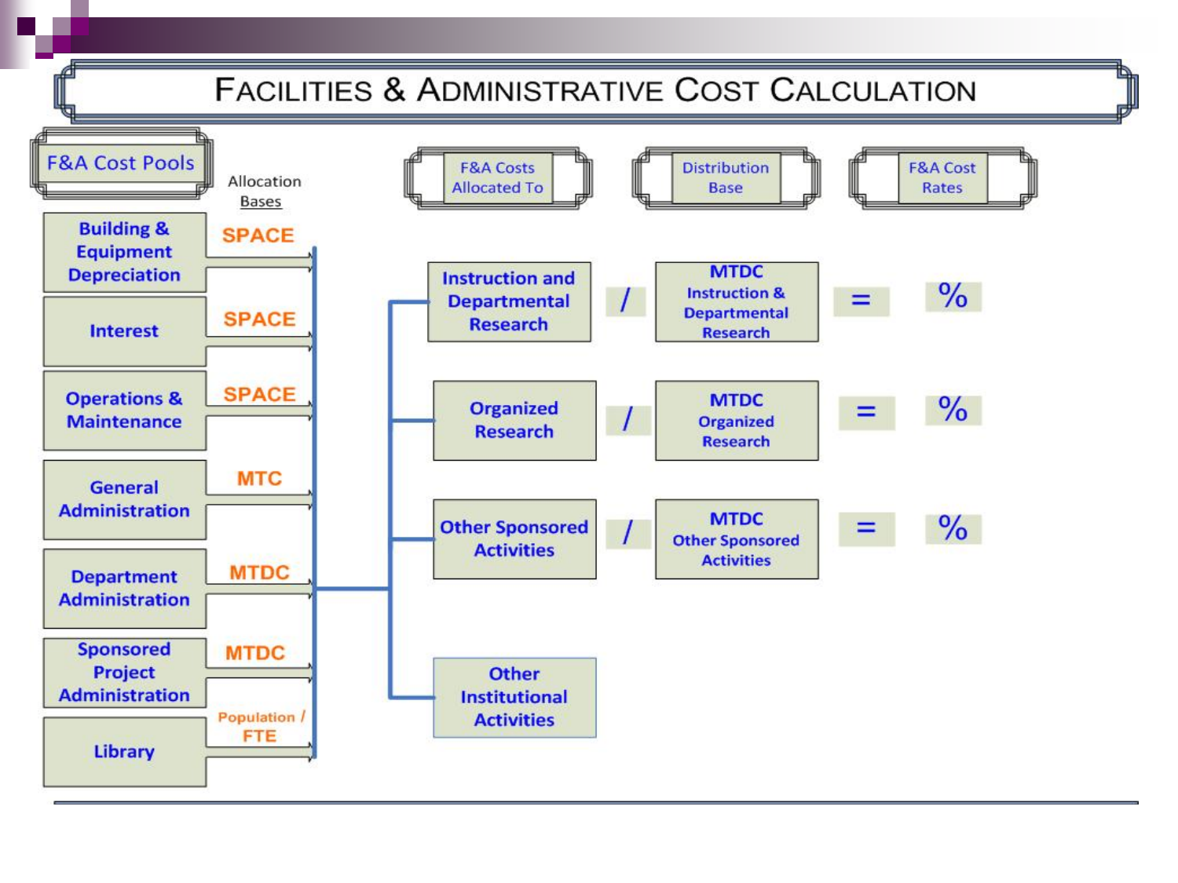# Facilities & Administrative Cost Calculation

| F&A Cost Pools | Allocation Bases |
|---|---|
| Building & Equipment Depreciation | SPACE |
| Interest | SPACE |
| Operations & Maintenance | SPACE |
| General Administration | MTC |
| Department Administration | MTDC |
| Sponsored Project Administration | MTDC |
| Library | Population / FTE |

| F&A Costs Allocated To | | Distribution Base | | F&A Cost Rates |
|---|---|---|---|---|
| Instruction and Departmental Research | / | MTDC Instruction & Departmental Research | = | % |
| Organized Research | / | MTDC Organized Research | = | % |
| Other Sponsored Activities | / | MTDC Other Sponsored Activities | = | % |
| Other Institutional Activities | | | | |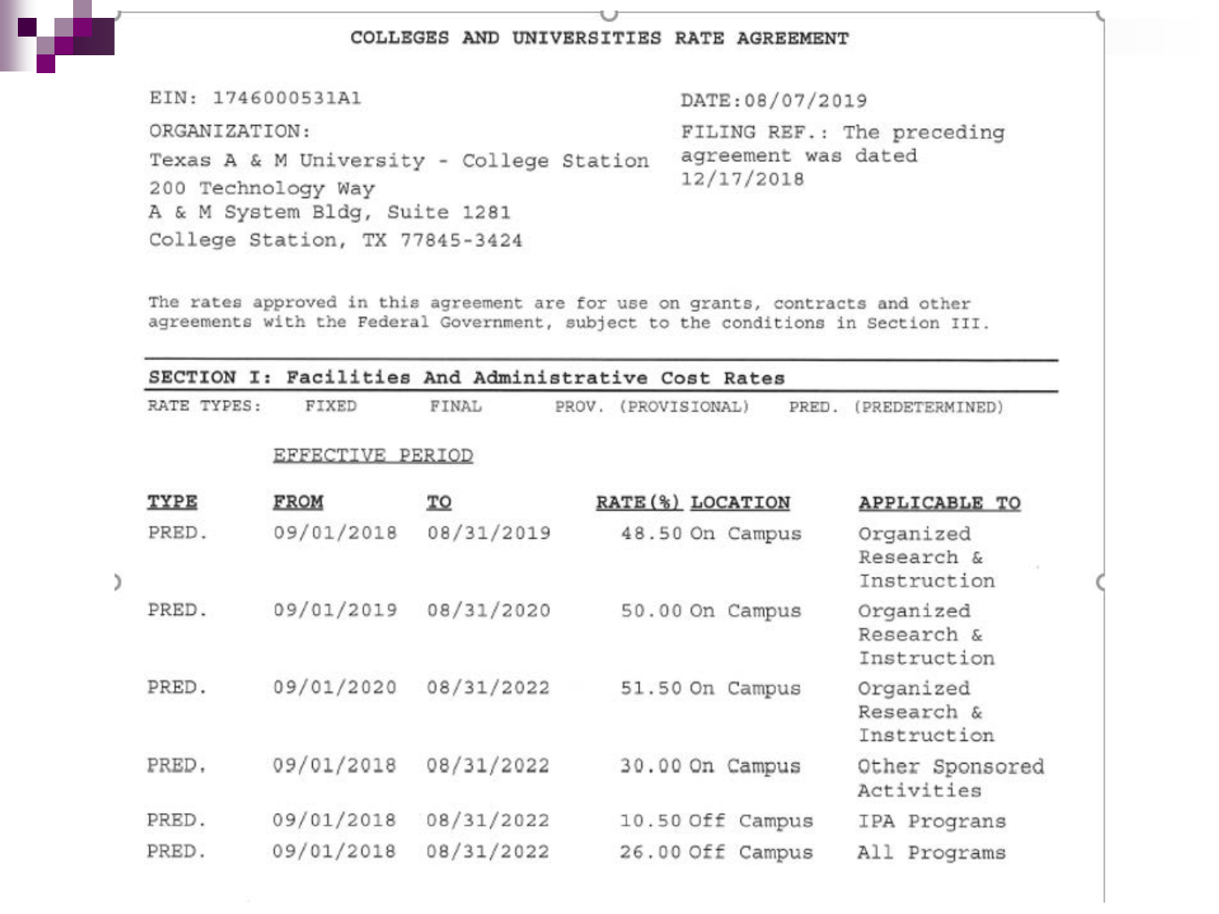# COLLEGES AND UNIVERSITIES RATE AGREEMENT

EIN: 1746000531A1

ORGANIZATION:
Texas A & M University - College Station
200 Technology Way
A & M System Bldg, Suite 1281
College Station, TX 77845-3424

DATE:08/07/2019

FILING REF.: The preceding agreement was dated 12/17/2018

The rates approved in this agreement are for use on grants, contracts and other agreements with the Federal Government, subject to the conditions in Section III.

## SECTION I: Facilities And Administrative Cost Rates

RATE TYPES: FIXED FINAL PROV. (PROVISIONAL) PRED. (PREDETERMINED)

| | EFFECTIVE PERIOD | | | | |
|---|---|---|---|---|---|
| **TYPE** | **FROM** | **TO** | **RATE(%)** | **LOCATION** | **APPLICABLE TO** |
| PRED. | 09/01/2018 | 08/31/2019 | 48.50 | On Campus | Organized Research & Instruction |
| PRED. | 09/01/2019 | 08/31/2020 | 50.00 | On Campus | Organized Research & Instruction |
| PRED. | 09/01/2020 | 08/31/2022 | 51.50 | On Campus | Organized Research & Instruction |
| PRED. | 09/01/2018 | 08/31/2022 | 30.00 | On Campus | Other Sponsored Activities |
| PRED. | 09/01/2018 | 08/31/2022 | 10.50 | Off Campus | IPA Programs |
| PRED. | 09/01/2018 | 08/31/2022 | 26.00 | Off Campus | All Programs |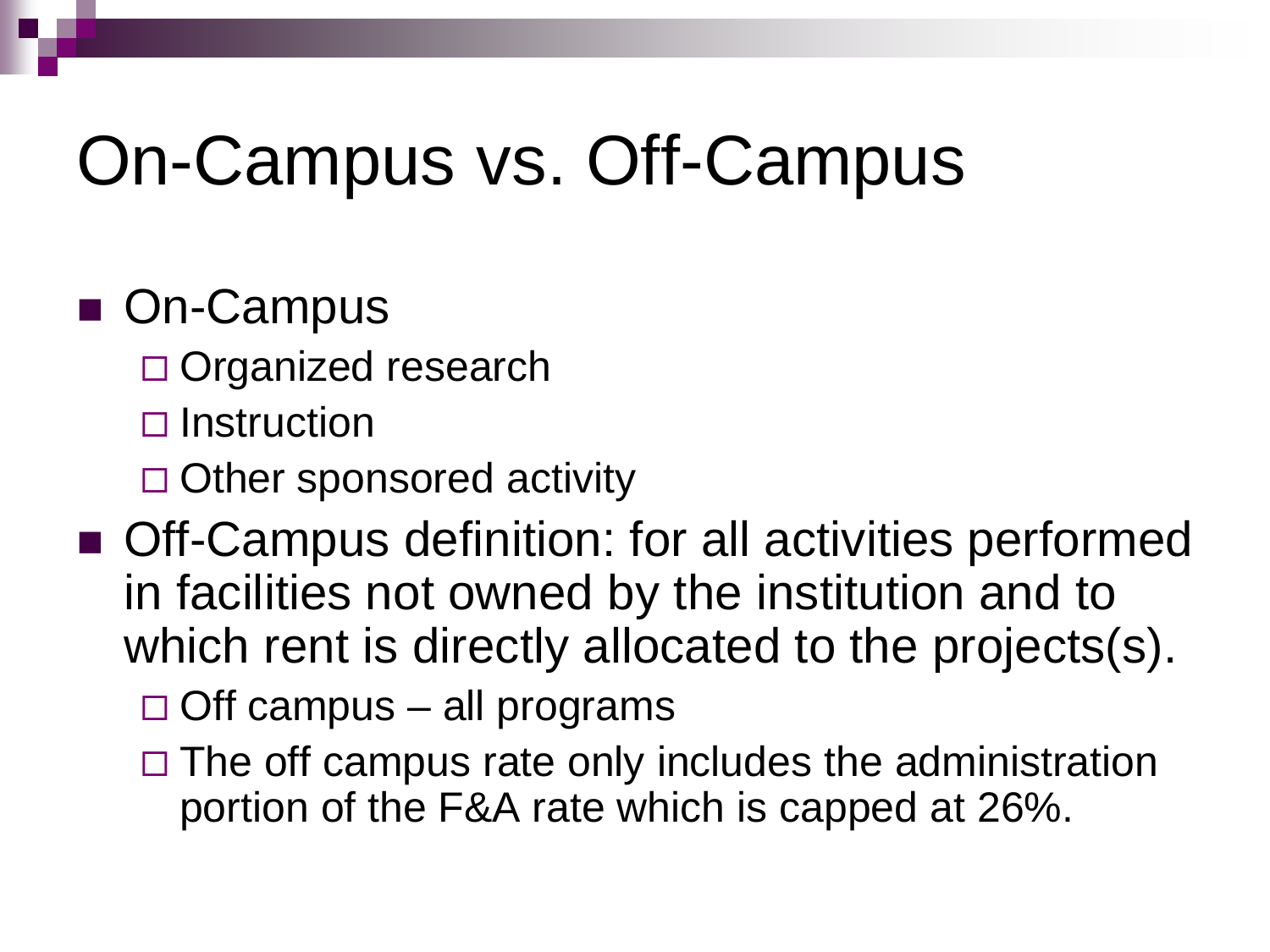# On-Campus vs. Off-Campus

- On-Campus
  - Organized research
  - Instruction
  - Other sponsored activity
- Off-Campus definition: for all activities performed in facilities not owned by the institution and to which rent is directly allocated to the projects(s).
  - Off campus – all programs
  - The off campus rate only includes the administration portion of the F&A rate which is capped at 26%.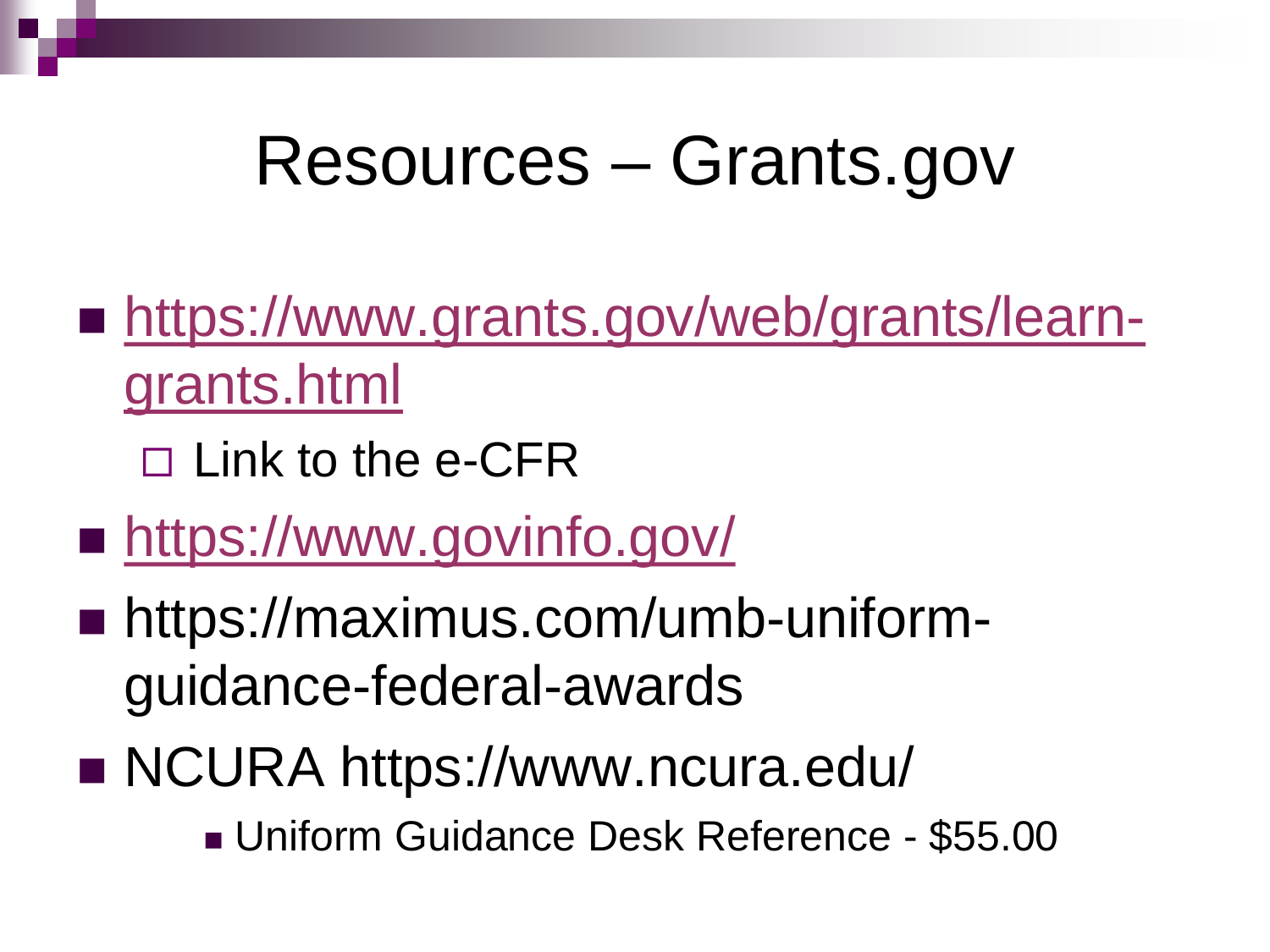# Resources – Grants.gov

- https://www.grants.gov/web/grants/learn-grants.html
  - Link to the e-CFR
- https://www.govinfo.gov/
- https://maximus.com/umb-uniform-guidance-federal-awards
- NCURA https://www.ncura.edu/
  - Uniform Guidance Desk Reference - $55.00